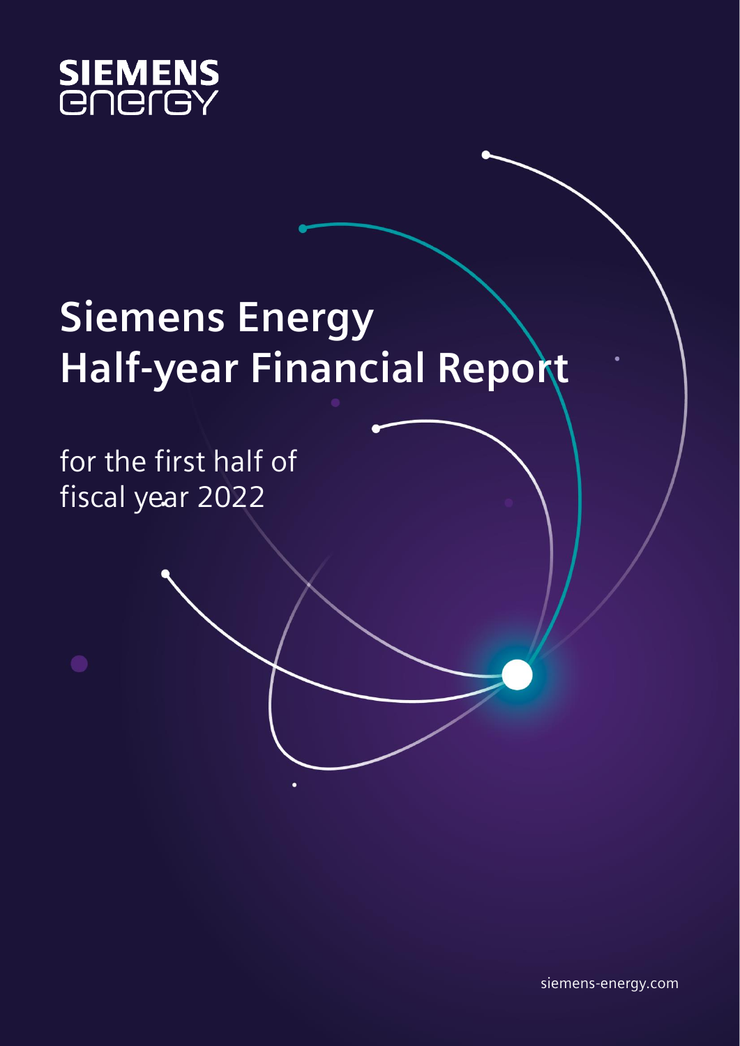SIEMENS
energy

# Siemens Energy Half-year Financial Report

for the first half of fiscal year 2022

siemens-energy.com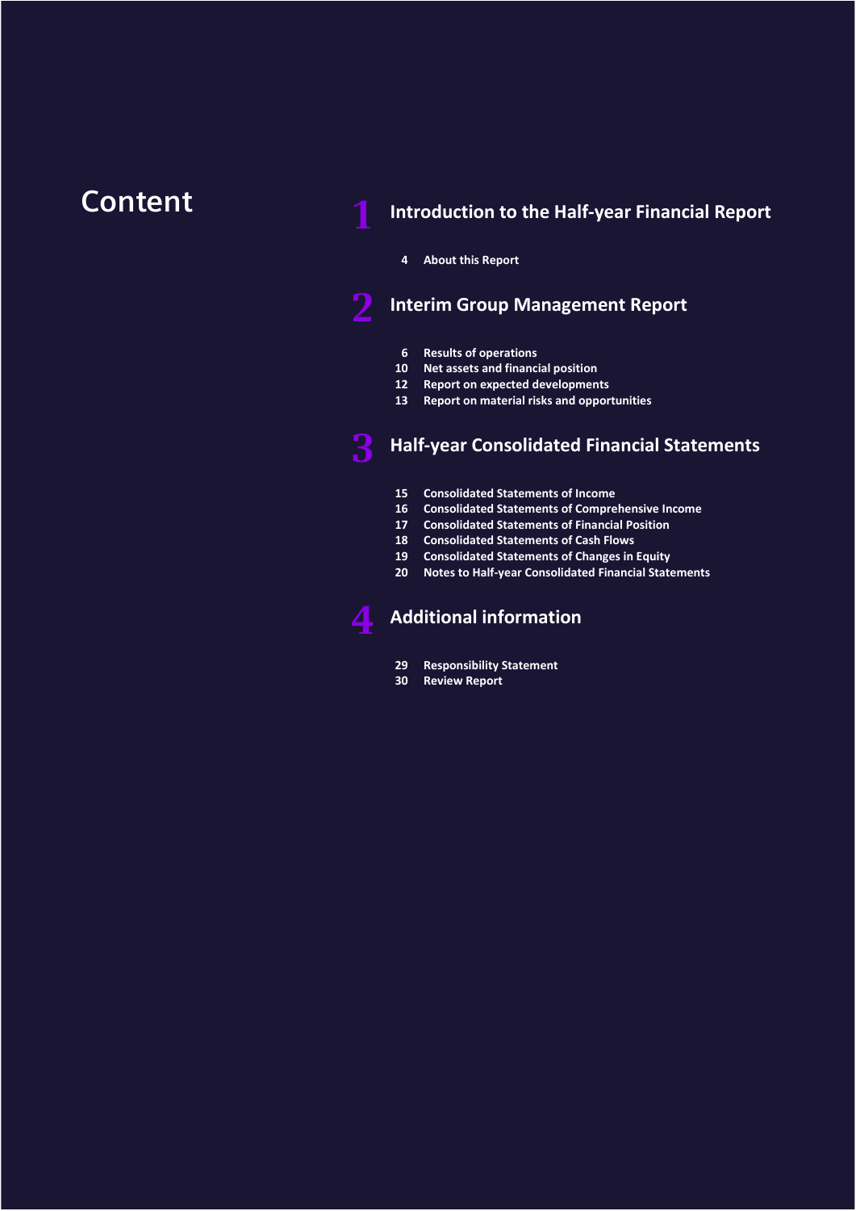# Content

## 1 Introduction to the Half-year Financial Report

4 About this Report

## 2 Interim Group Management Report

6 Results of operations
10 Net assets and financial position
12 Report on expected developments
13 Report on material risks and opportunities

## 3 Half-year Consolidated Financial Statements

15 Consolidated Statements of Income
16 Consolidated Statements of Comprehensive Income
17 Consolidated Statements of Financial Position
18 Consolidated Statements of Cash Flows
19 Consolidated Statements of Changes in Equity
20 Notes to Half-year Consolidated Financial Statements

## 4 Additional information

29 Responsibility Statement
30 Review Report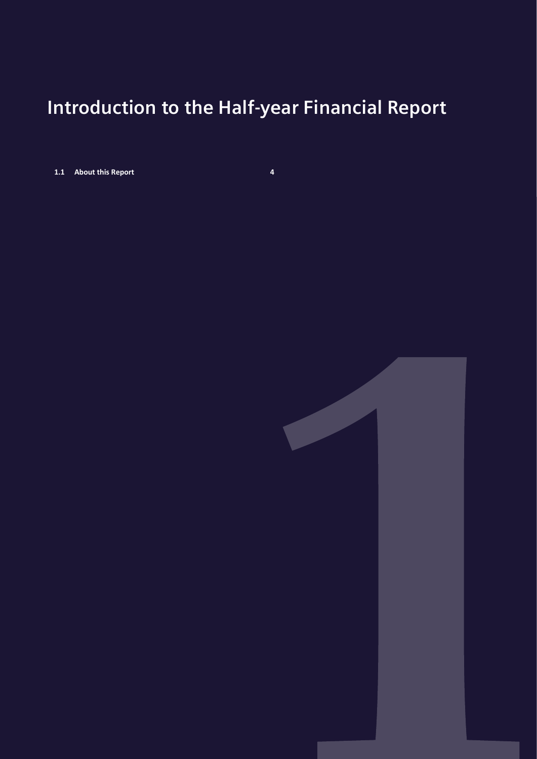# Introduction to the Half-year Financial Report

| | | |
|---|---|---|
| **1.1** | **About this Report** | **4** |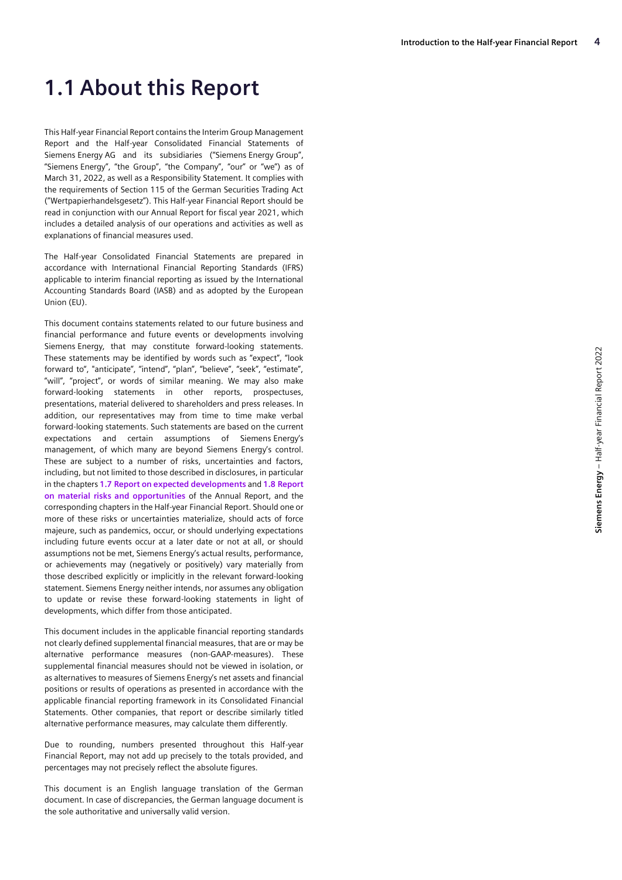# 1.1 About this Report

This Half-year Financial Report contains the Interim Group Management Report and the Half-year Consolidated Financial Statements of Siemens Energy AG and its subsidiaries ("Siemens Energy Group", "Siemens Energy", "the Group", "the Company", "our" or "we") as of March 31, 2022, as well as a Responsibility Statement. It complies with the requirements of Section 115 of the German Securities Trading Act ("Wertpapierhandelsgesetz"). This Half-year Financial Report should be read in conjunction with our Annual Report for fiscal year 2021, which includes a detailed analysis of our operations and activities as well as explanations of financial measures used.

The Half-year Consolidated Financial Statements are prepared in accordance with International Financial Reporting Standards (IFRS) applicable to interim financial reporting as issued by the International Accounting Standards Board (IASB) and as adopted by the European Union (EU).

This document contains statements related to our future business and financial performance and future events or developments involving Siemens Energy, that may constitute forward-looking statements. These statements may be identified by words such as "expect", "look forward to", "anticipate", "intend", "plan", "believe", "seek", "estimate", "will", "project", or words of similar meaning. We may also make forward-looking statements in other reports, prospectuses, presentations, material delivered to shareholders and press releases. In addition, our representatives may from time to time make verbal forward-looking statements. Such statements are based on the current expectations and certain assumptions of Siemens Energy's management, of which many are beyond Siemens Energy's control. These are subject to a number of risks, uncertainties and factors, including, but not limited to those described in disclosures, in particular in the chapters **1.7 Report on expected developments** and **1.8 Report on material risks and opportunities** of the Annual Report, and the corresponding chapters in the Half-year Financial Report. Should one or more of these risks or uncertainties materialize, should acts of force majeure, such as pandemics, occur, or should underlying expectations including future events occur at a later date or not at all, or should assumptions not be met, Siemens Energy's actual results, performance, or achievements may (negatively or positively) vary materially from those described explicitly or implicitly in the relevant forward-looking statement. Siemens Energy neither intends, nor assumes any obligation to update or revise these forward-looking statements in light of developments, which differ from those anticipated.

This document includes in the applicable financial reporting standards not clearly defined supplemental financial measures, that are or may be alternative performance measures (non-GAAP-measures). These supplemental financial measures should not be viewed in isolation, or as alternatives to measures of Siemens Energy's net assets and financial positions or results of operations as presented in accordance with the applicable financial reporting framework in its Consolidated Financial Statements. Other companies, that report or describe similarly titled alternative performance measures, may calculate them differently.

Due to rounding, numbers presented throughout this Half-year Financial Report, may not add up precisely to the totals provided, and percentages may not precisely reflect the absolute figures.

This document is an English language translation of the German document. In case of discrepancies, the German language document is the sole authoritative and universally valid version.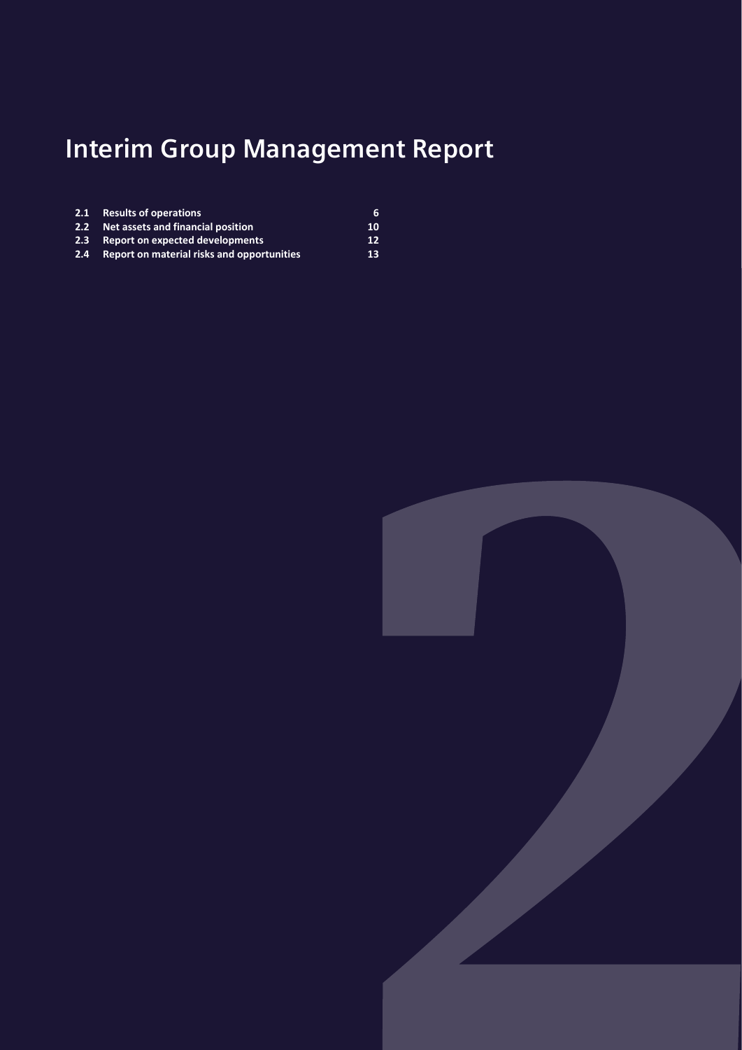# Interim Group Management Report

| | | |
|---|---|---|
| **2.1** | **Results of operations** | **6** |
| **2.2** | **Net assets and financial position** | **10** |
| **2.3** | **Report on expected developments** | **12** |
| **2.4** | **Report on material risks and opportunities** | **13** |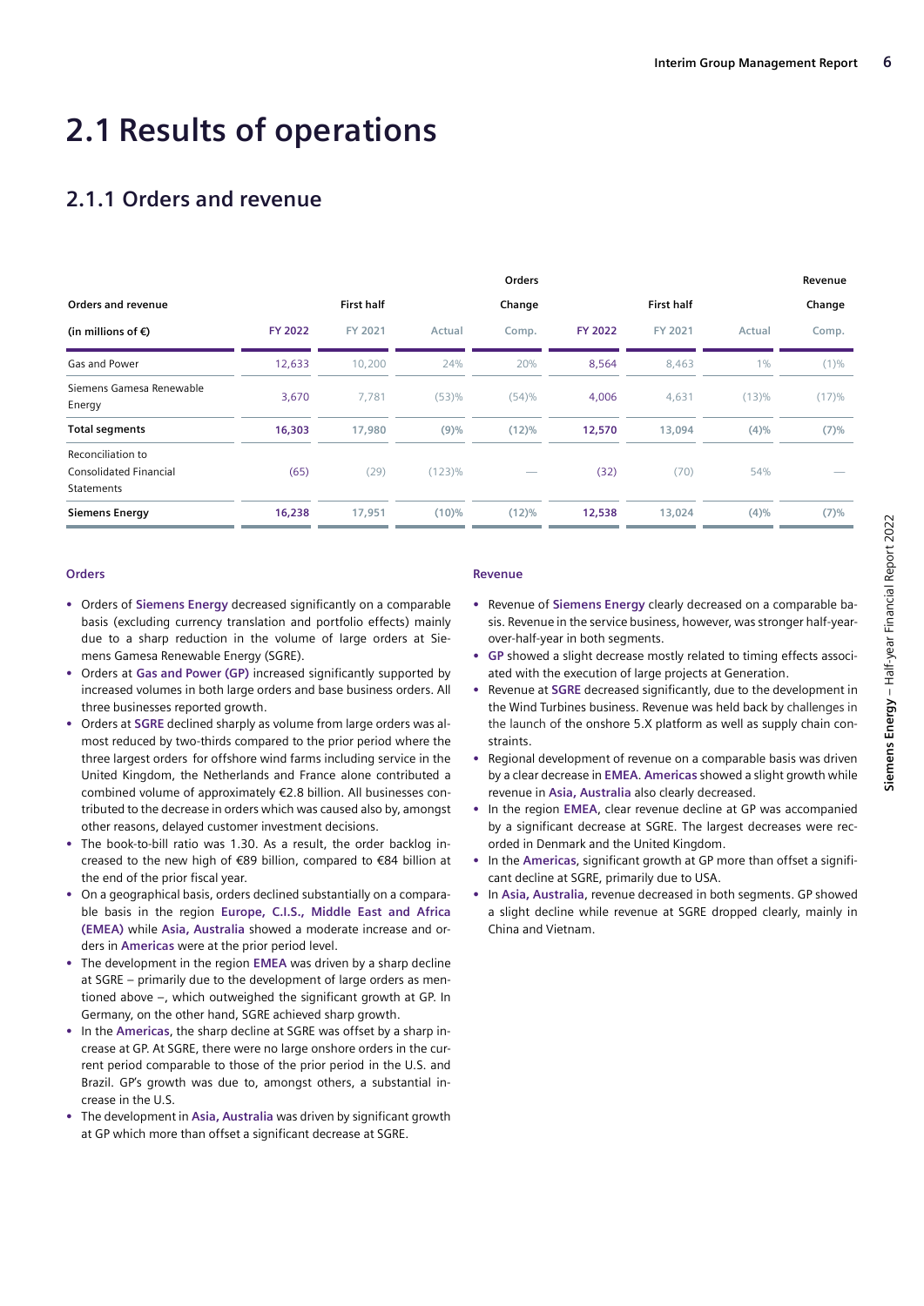# 2.1 Results of operations

## 2.1.1 Orders and revenue

| Orders and revenue | | | Orders | | | | Revenue | |
|---|---|---|---|---|---|---|---|---|
| | First half | | Change | | First half | | Change | |
| (in millions of €) | FY 2022 | FY 2021 | Actual | Comp. | FY 2022 | FY 2021 | Actual | Comp. |
| Gas and Power | 12,633 | 10,200 | 24% | 20% | 8,564 | 8,463 | 1% | (1)% |
| Siemens Gamesa Renewable Energy | 3,670 | 7,781 | (53)% | (54)% | 4,006 | 4,631 | (13)% | (17)% |
| **Total segments** | **16,303** | **17,980** | **(9)%** | **(12)%** | **12,570** | **13,094** | **(4)%** | **(7)%** |
| Reconciliation to Consolidated Financial Statements | (65) | (29) | (123)% | — | (32) | (70) | 54% | — |
| **Siemens Energy** | **16,238** | **17,951** | **(10)%** | **(12)%** | **12,538** | **13,024** | **(4)%** | **(7)%** |

### Orders

- Orders of **Siemens Energy** decreased significantly on a comparable basis (excluding currency translation and portfolio effects) mainly due to a sharp reduction in the volume of large orders at Siemens Gamesa Renewable Energy (SGRE).
- Orders at **Gas and Power (GP)** increased significantly supported by increased volumes in both large orders and base business orders. All three businesses reported growth.
- Orders at **SGRE** declined sharply as volume from large orders was almost reduced by two-thirds compared to the prior period where the three largest orders for offshore wind farms including service in the United Kingdom, the Netherlands and France alone contributed a combined volume of approximately €2.8 billion. All businesses contributed to the decrease in orders which was caused also by, amongst other reasons, delayed customer investment decisions.
- The book-to-bill ratio was 1.30. As a result, the order backlog increased to the new high of €89 billion, compared to €84 billion at the end of the prior fiscal year.
- On a geographical basis, orders declined substantially on a comparable basis in the region **Europe, C.I.S., Middle East and Africa (EMEA)** while **Asia, Australia** showed a moderate increase and orders in **Americas** were at the prior period level.
- The development in the region **EMEA** was driven by a sharp decline at SGRE – primarily due to the development of large orders as mentioned above –, which outweighed the significant growth at GP. In Germany, on the other hand, SGRE achieved sharp growth.
- In the **Americas**, the sharp decline at SGRE was offset by a sharp increase at GP. At SGRE, there were no large onshore orders in the current period comparable to those of the prior period in the U.S. and Brazil. GP's growth was due to, amongst others, a substantial increase in the U.S.
- The development in **Asia, Australia** was driven by significant growth at GP which more than offset a significant decrease at SGRE.

### Revenue

- Revenue of **Siemens Energy** clearly decreased on a comparable basis. Revenue in the service business, however, was stronger half-year-over-half-year in both segments.
- **GP** showed a slight decrease mostly related to timing effects associated with the execution of large projects at Generation.
- Revenue at **SGRE** decreased significantly, due to the development in the Wind Turbines business. Revenue was held back by challenges in the launch of the onshore 5.X platform as well as supply chain constraints.
- Regional development of revenue on a comparable basis was driven by a clear decrease in **EMEA**. **Americas** showed a slight growth while revenue in **Asia, Australia** also clearly decreased.
- In the region **EMEA**, clear revenue decline at GP was accompanied by a significant decrease at SGRE. The largest decreases were recorded in Denmark and the United Kingdom.
- In the **Americas**, significant growth at GP more than offset a significant decline at SGRE, primarily due to USA.
- In **Asia, Australia**, revenue decreased in both segments. GP showed a slight decline while revenue at SGRE dropped clearly, mainly in China and Vietnam.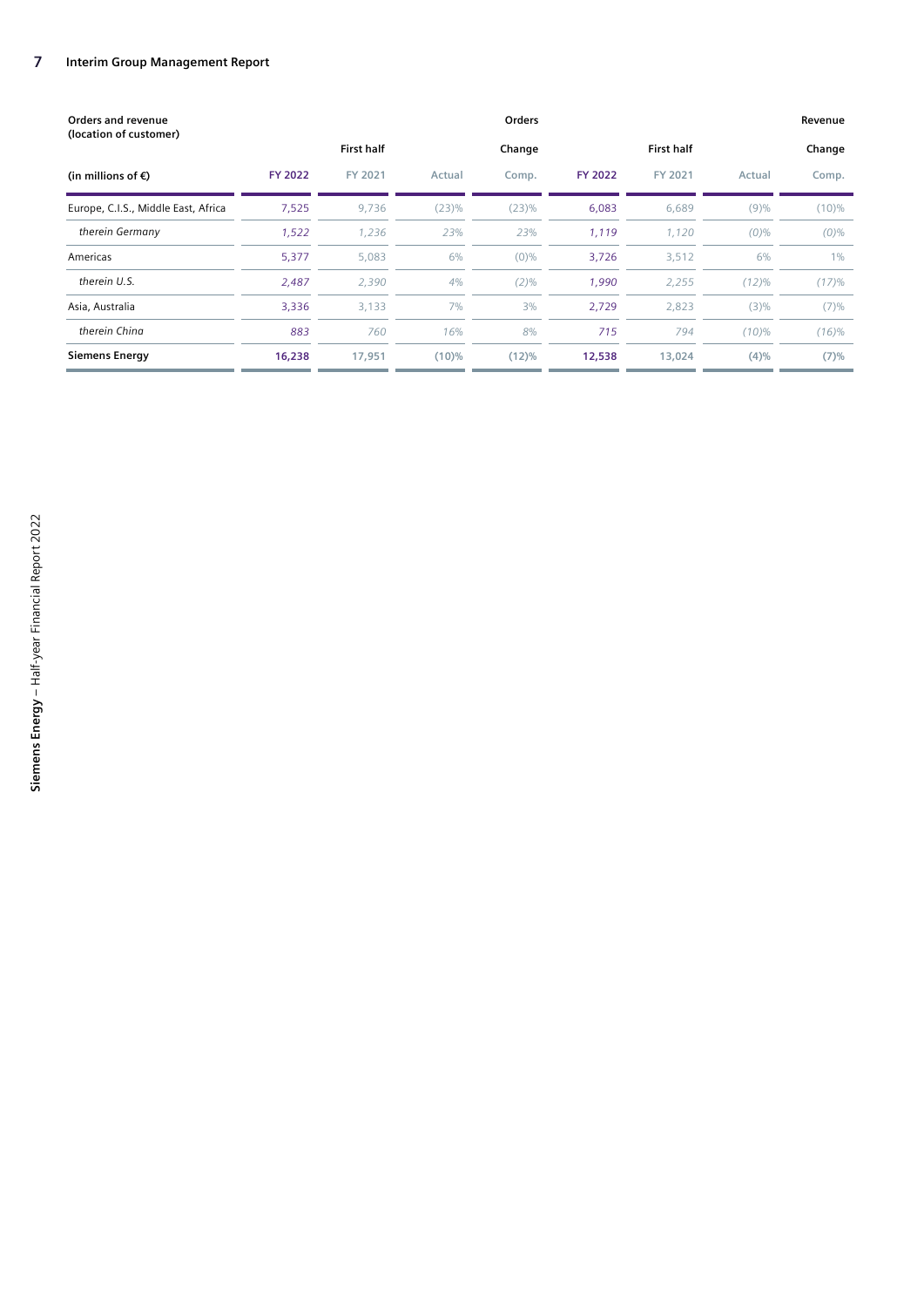| Orders and revenue (location of customer) | | | | Orders | | | | Revenue |
|---|---|---|---|---|---|---|---|---|
| | First half | | Change | | First half | | Change | |
| (in millions of €) | FY 2022 | FY 2021 | Actual | Comp. | FY 2022 | FY 2021 | Actual | Comp. |
| Europe, C.I.S., Middle East, Africa | 7,525 | 9,736 | (23)% | (23)% | 6,083 | 6,689 | (9)% | (10)% |
| *therein Germany* | *1,522* | *1,236* | *23%* | *23%* | *1,119* | *1,120* | *(0)%* | *(0)%* |
| Americas | 5,377 | 5,083 | 6% | (0)% | 3,726 | 3,512 | 6% | 1% |
| *therein U.S.* | *2,487* | *2,390* | *4%* | *(2)%* | *1,990* | *2,255* | *(12)%* | *(17)%* |
| Asia, Australia | 3,336 | 3,133 | 7% | 3% | 2,729 | 2,823 | (3)% | (7)% |
| *therein China* | *883* | *760* | *16%* | *8%* | *715* | *794* | *(10)%* | *(16)%* |
| **Siemens Energy** | **16,238** | **17,951** | **(10)%** | **(12)%** | **12,538** | **13,024** | **(4)%** | **(7)%** |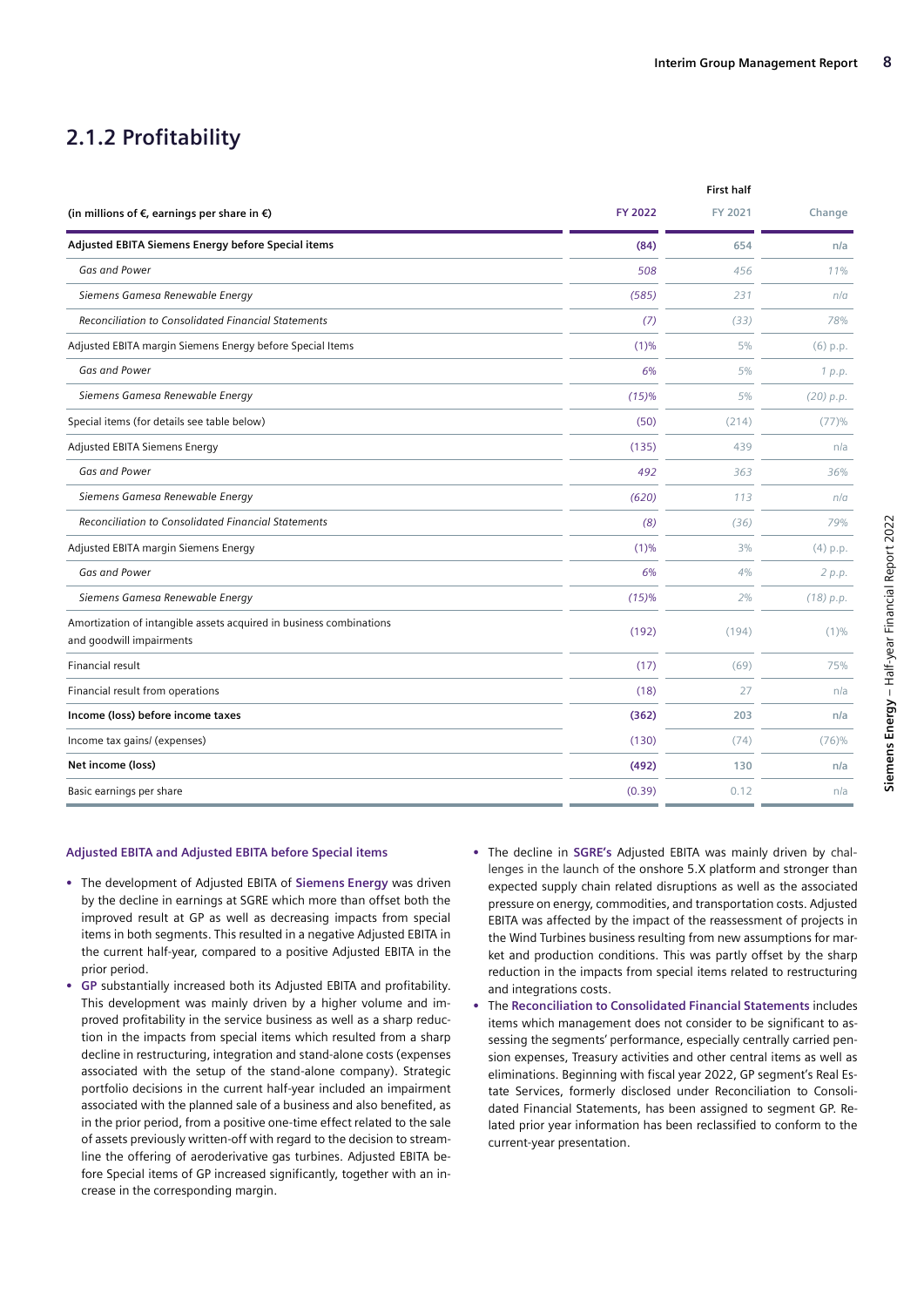## 2.1.2 Profitability

| (in millions of €, earnings per share in €) | First half | | |
|---|---|---|---|
| | FY 2022 | FY 2021 | Change |
| **Adjusted EBITA Siemens Energy before Special items** | **(84)** | **654** | **n/a** |
| *Gas and Power* | *508* | *456* | *11%* |
| *Siemens Gamesa Renewable Energy* | *(585)* | *231* | *n/a* |
| *Reconciliation to Consolidated Financial Statements* | *(7)* | *(33)* | *78%* |
| Adjusted EBITA margin Siemens Energy before Special Items | (1)% | 5% | (6) p.p. |
| *Gas and Power* | *6%* | *5%* | *1 p.p.* |
| *Siemens Gamesa Renewable Energy* | *(15)%* | *5%* | *(20) p.p.* |
| Special items (for details see table below) | (50) | (214) | (77)% |
| Adjusted EBITA Siemens Energy | (135) | 439 | n/a |
| *Gas and Power* | *492* | *363* | *36%* |
| *Siemens Gamesa Renewable Energy* | *(620)* | *113* | *n/a* |
| *Reconciliation to Consolidated Financial Statements* | *(8)* | *(36)* | *79%* |
| Adjusted EBITA margin Siemens Energy | (1)% | 3% | (4) p.p. |
| *Gas and Power* | *6%* | *4%* | *2 p.p.* |
| *Siemens Gamesa Renewable Energy* | *(15)%* | *2%* | *(18) p.p.* |
| Amortization of intangible assets acquired in business combinations and goodwill impairments | (192) | (194) | (1)% |
| Financial result | (17) | (69) | 75% |
| Financial result from operations | (18) | 27 | n/a |
| **Income (loss) before income taxes** | **(362)** | **203** | **n/a** |
| Income tax gains/ (expenses) | (130) | (74) | (76)% |
| **Net income (loss)** | **(492)** | **130** | **n/a** |
| Basic earnings per share | (0.39) | 0.12 | n/a |

#### Adjusted EBITA and Adjusted EBITA before Special items

- The development of Adjusted EBITA of **Siemens Energy** was driven by the decline in earnings at SGRE which more than offset both the improved result at GP as well as decreasing impacts from special items in both segments. This resulted in a negative Adjusted EBITA in the current half-year, compared to a positive Adjusted EBITA in the prior period.
- **GP** substantially increased both its Adjusted EBITA and profitability. This development was mainly driven by a higher volume and improved profitability in the service business as well as a sharp reduction in the impacts from special items which resulted from a sharp decline in restructuring, integration and stand-alone costs (expenses associated with the setup of the stand-alone company). Strategic portfolio decisions in the current half-year included an impairment associated with the planned sale of a business and also benefited, as in the prior period, from a positive one-time effect related to the sale of assets previously written-off with regard to the decision to streamline the offering of aeroderivative gas turbines. Adjusted EBITA before Special items of GP increased significantly, together with an increase in the corresponding margin.
- The decline in **SGRE's** Adjusted EBITA was mainly driven by challenges in the launch of the onshore 5.X platform and stronger than expected supply chain related disruptions as well as the associated pressure on energy, commodities, and transportation costs. Adjusted EBITA was affected by the impact of the reassessment of projects in the Wind Turbines business resulting from new assumptions for market and production conditions. This was partly offset by the sharp reduction in the impacts from special items related to restructuring and integrations costs.
- The **Reconciliation to Consolidated Financial Statements** includes items which management does not consider to be significant to assessing the segments' performance, especially centrally carried pension expenses, Treasury activities and other central items as well as eliminations. Beginning with fiscal year 2022, GP segment's Real Estate Services, formerly disclosed under Reconciliation to Consolidated Financial Statements, has been assigned to segment GP. Related prior year information has been reclassified to conform to the current-year presentation.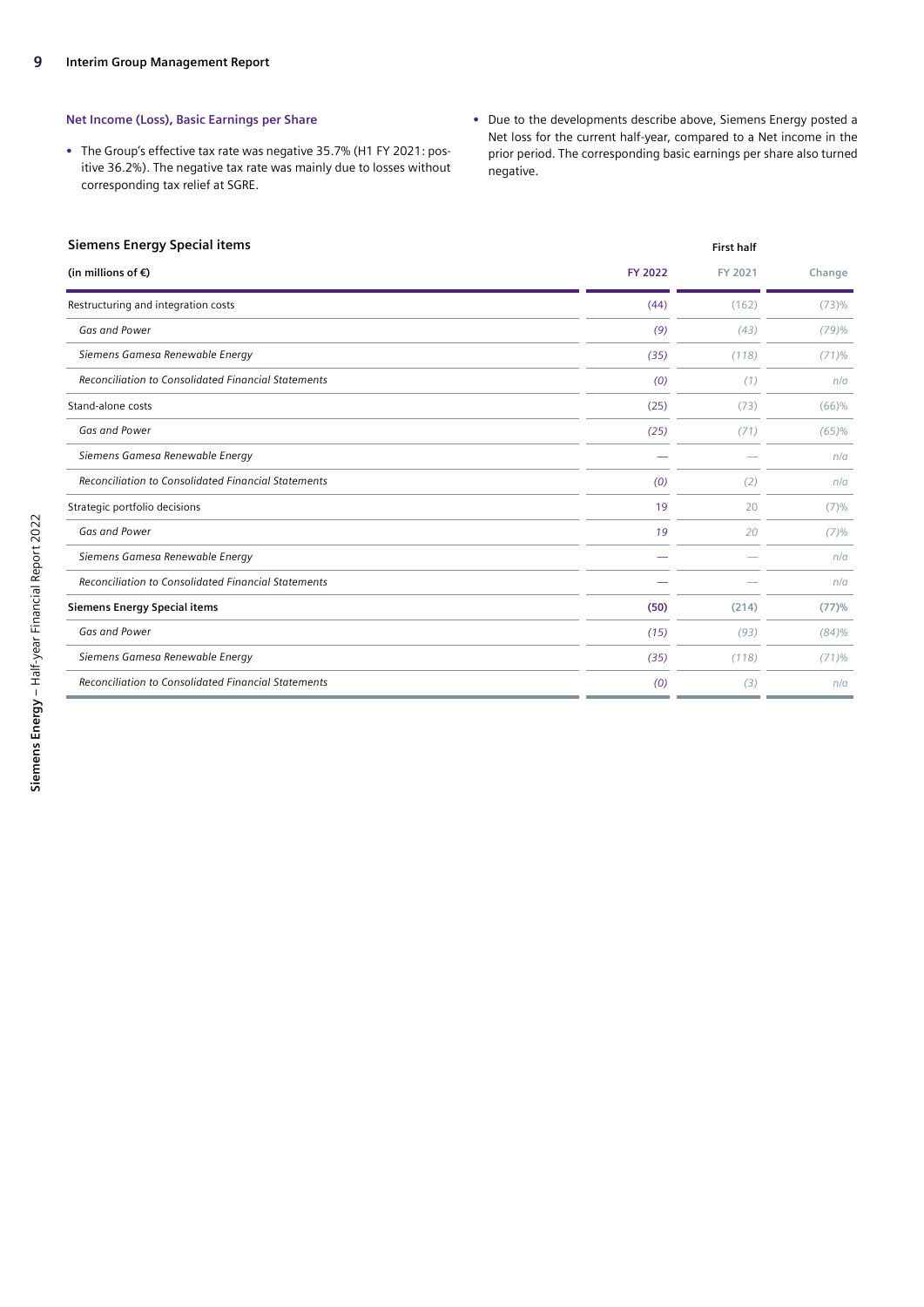### Net Income (Loss), Basic Earnings per Share

- The Group's effective tax rate was negative 35.7% (H1 FY 2021: positive 36.2%). The negative tax rate was mainly due to losses without corresponding tax relief at SGRE.
- Due to the developments describe above, Siemens Energy posted a Net loss for the current half-year, compared to a Net income in the prior period. The corresponding basic earnings per share also turned negative.

**Siemens Energy Special items**

| (in millions of €) | First half | | |
|---|---|---|---|
| | FY 2022 | FY 2021 | Change |
| Restructuring and integration costs | (44) | (162) | (73)% |
| *Gas and Power* | *(9)* | *(43)* | *(79)%* |
| *Siemens Gamesa Renewable Energy* | *(35)* | *(118)* | *(71)%* |
| *Reconciliation to Consolidated Financial Statements* | *(0)* | *(1)* | *n/a* |
| Stand-alone costs | (25) | (73) | (66)% |
| *Gas and Power* | *(25)* | *(71)* | *(65)%* |
| *Siemens Gamesa Renewable Energy* | — | — | *n/a* |
| *Reconciliation to Consolidated Financial Statements* | *(0)* | *(2)* | *n/a* |
| Strategic portfolio decisions | 19 | 20 | (7)% |
| *Gas and Power* | *19* | *20* | *(7)%* |
| *Siemens Gamesa Renewable Energy* | — | — | *n/a* |
| *Reconciliation to Consolidated Financial Statements* | — | — | *n/a* |
| **Siemens Energy Special items** | **(50)** | **(214)** | **(77)%** |
| *Gas and Power* | *(15)* | *(93)* | *(84)%* |
| *Siemens Gamesa Renewable Energy* | *(35)* | *(118)* | *(71)%* |
| *Reconciliation to Consolidated Financial Statements* | *(0)* | *(3)* | *n/a* |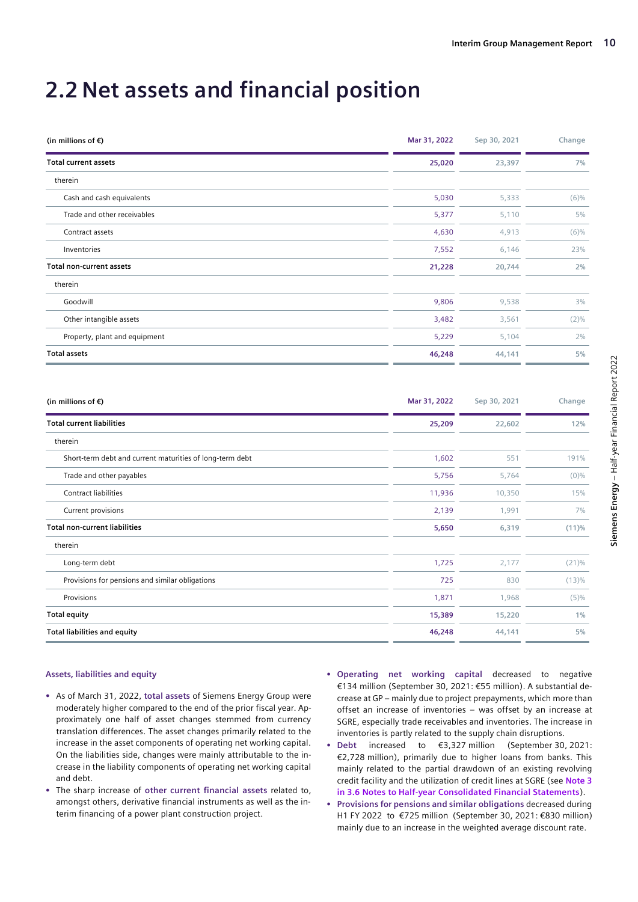# 2.2 Net assets and financial position

| (in millions of €) | Mar 31, 2022 | Sep 30, 2021 | Change |
|---|---|---|---|
| **Total current assets** | **25,020** | **23,397** | **7%** |
| therein | | | |
| Cash and cash equivalents | 5,030 | 5,333 | (6)% |
| Trade and other receivables | 5,377 | 5,110 | 5% |
| Contract assets | 4,630 | 4,913 | (6)% |
| Inventories | 7,552 | 6,146 | 23% |
| **Total non-current assets** | **21,228** | **20,744** | **2%** |
| therein | | | |
| Goodwill | 9,806 | 9,538 | 3% |
| Other intangible assets | 3,482 | 3,561 | (2)% |
| Property, plant and equipment | 5,229 | 5,104 | 2% |
| **Total assets** | **46,248** | **44,141** | **5%** |

| (in millions of €) | Mar 31, 2022 | Sep 30, 2021 | Change |
|---|---|---|---|
| **Total current liabilities** | **25,209** | **22,602** | **12%** |
| therein | | | |
| Short-term debt and current maturities of long-term debt | 1,602 | 551 | 191% |
| Trade and other payables | 5,756 | 5,764 | (0)% |
| Contract liabilities | 11,936 | 10,350 | 15% |
| Current provisions | 2,139 | 1,991 | 7% |
| **Total non-current liabilities** | **5,650** | **6,319** | **(11)%** |
| therein | | | |
| Long-term debt | 1,725 | 2,177 | (21)% |
| Provisions for pensions and similar obligations | 725 | 830 | (13)% |
| Provisions | 1,871 | 1,968 | (5)% |
| **Total equity** | **15,389** | **15,220** | **1%** |
| **Total liabilities and equity** | **46,248** | **44,141** | **5%** |

### Assets, liabilities and equity

- As of March 31, 2022, **total assets** of Siemens Energy Group were moderately higher compared to the end of the prior fiscal year. Approximately one half of asset changes stemmed from currency translation differences. The asset changes primarily related to the increase in the asset components of operating net working capital. On the liabilities side, changes were mainly attributable to the increase in the liability components of operating net working capital and debt.
- The sharp increase of **other current financial assets** related to, amongst others, derivative financial instruments as well as the interim financing of a power plant construction project.
- **Operating net working capital** decreased to negative €134 million (September 30, 2021: €55 million). A substantial decrease at GP – mainly due to project prepayments, which more than offset an increase of inventories – was offset by an increase at SGRE, especially trade receivables and inventories. The increase in inventories is partly related to the supply chain disruptions.
- **Debt** increased to €3,327 million (September 30, 2021: €2,728 million), primarily due to higher loans from banks. This mainly related to the partial drawdown of an existing revolving credit facility and the utilization of credit lines at SGRE (see **Note 3 in 3.6 Notes to Half-year Consolidated Financial Statements**).
- **Provisions for pensions and similar obligations** decreased during H1 FY 2022 to €725 million (September 30, 2021: €830 million) mainly due to an increase in the weighted average discount rate.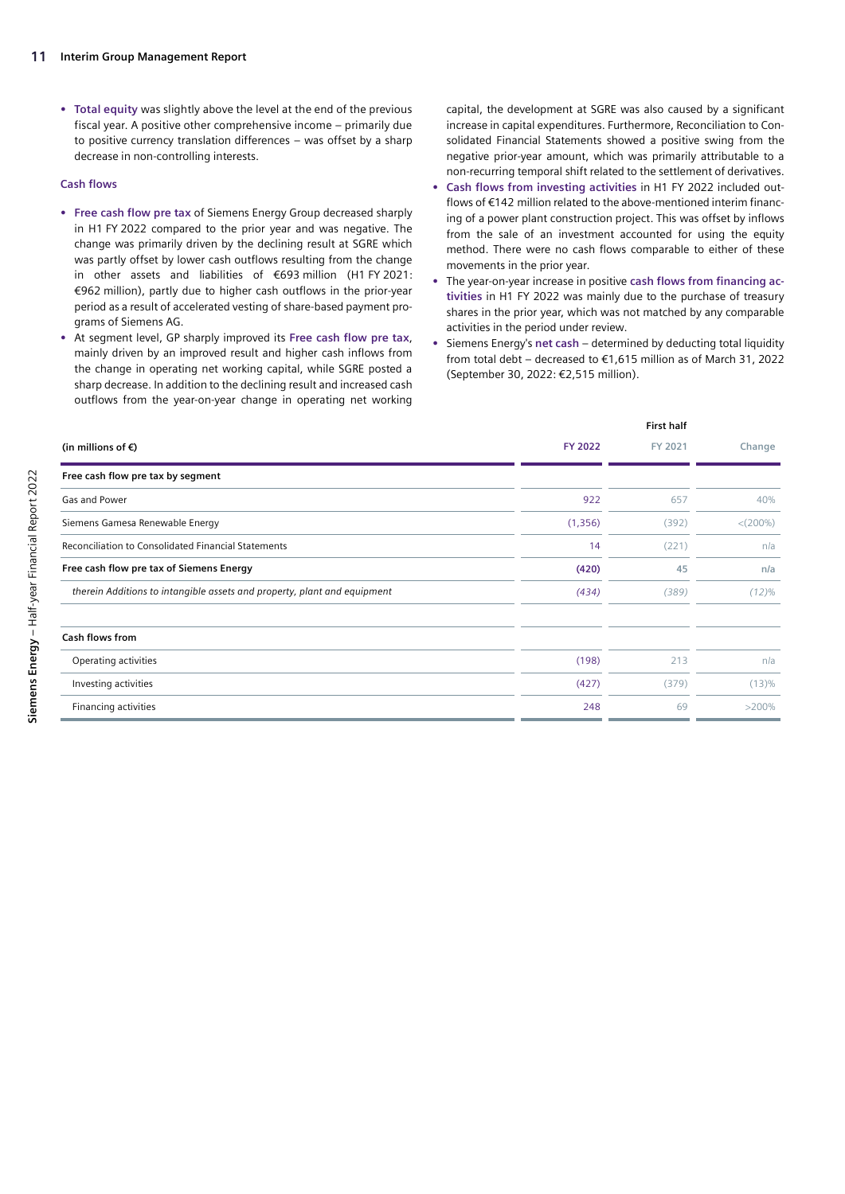- **Total equity** was slightly above the level at the end of the previous fiscal year. A positive other comprehensive income – primarily due to positive currency translation differences – was offset by a sharp decrease in non-controlling interests.

### Cash flows

- **Free cash flow pre tax** of Siemens Energy Group decreased sharply in H1 FY 2022 compared to the prior year and was negative. The change was primarily driven by the declining result at SGRE which was partly offset by lower cash outflows resulting from the change in other assets and liabilities of €693 million (H1 FY 2021: €962 million), partly due to higher cash outflows in the prior-year period as a result of accelerated vesting of share-based payment programs of Siemens AG.
- At segment level, GP sharply improved its **Free cash flow pre tax**, mainly driven by an improved result and higher cash inflows from the change in operating net working capital, while SGRE posted a sharp decrease. In addition to the declining result and increased cash outflows from the year-on-year change in operating net working capital, the development at SGRE was also caused by a significant increase in capital expenditures. Furthermore, Reconciliation to Consolidated Financial Statements showed a positive swing from the negative prior-year amount, which was primarily attributable to a non-recurring temporal shift related to the settlement of derivatives.
- **Cash flows from investing activities** in H1 FY 2022 included outflows of €142 million related to the above-mentioned interim financing of a power plant construction project. This was offset by inflows from the sale of an investment accounted for using the equity method. There were no cash flows comparable to either of these movements in the prior year.
- The year-on-year increase in positive **cash flows from financing activities** in H1 FY 2022 was mainly due to the purchase of treasury shares in the prior year, which was not matched by any comparable activities in the period under review.
- Siemens Energy's **net cash** – determined by deducting total liquidity from total debt – decreased to €1,615 million as of March 31, 2022 (September 30, 2022: €2,515 million).

| | First half | | |
|---|---|---|---|
| (in millions of €) | FY 2022 | FY 2021 | Change |
| **Free cash flow pre tax by segment** | | | |
| Gas and Power | 922 | 657 | 40% |
| Siemens Gamesa Renewable Energy | (1,356) | (392) | <(200%) |
| Reconciliation to Consolidated Financial Statements | 14 | (221) | n/a |
| **Free cash flow pre tax of Siemens Energy** | **(420)** | **45** | **n/a** |
| *therein Additions to intangible assets and property, plant and equipment* | *(434)* | *(389)* | *(12)%* |
| | | | |
| **Cash flows from** | | | |
| Operating activities | (198) | 213 | n/a |
| Investing activities | (427) | (379) | (13)% |
| Financing activities | 248 | 69 | >200% |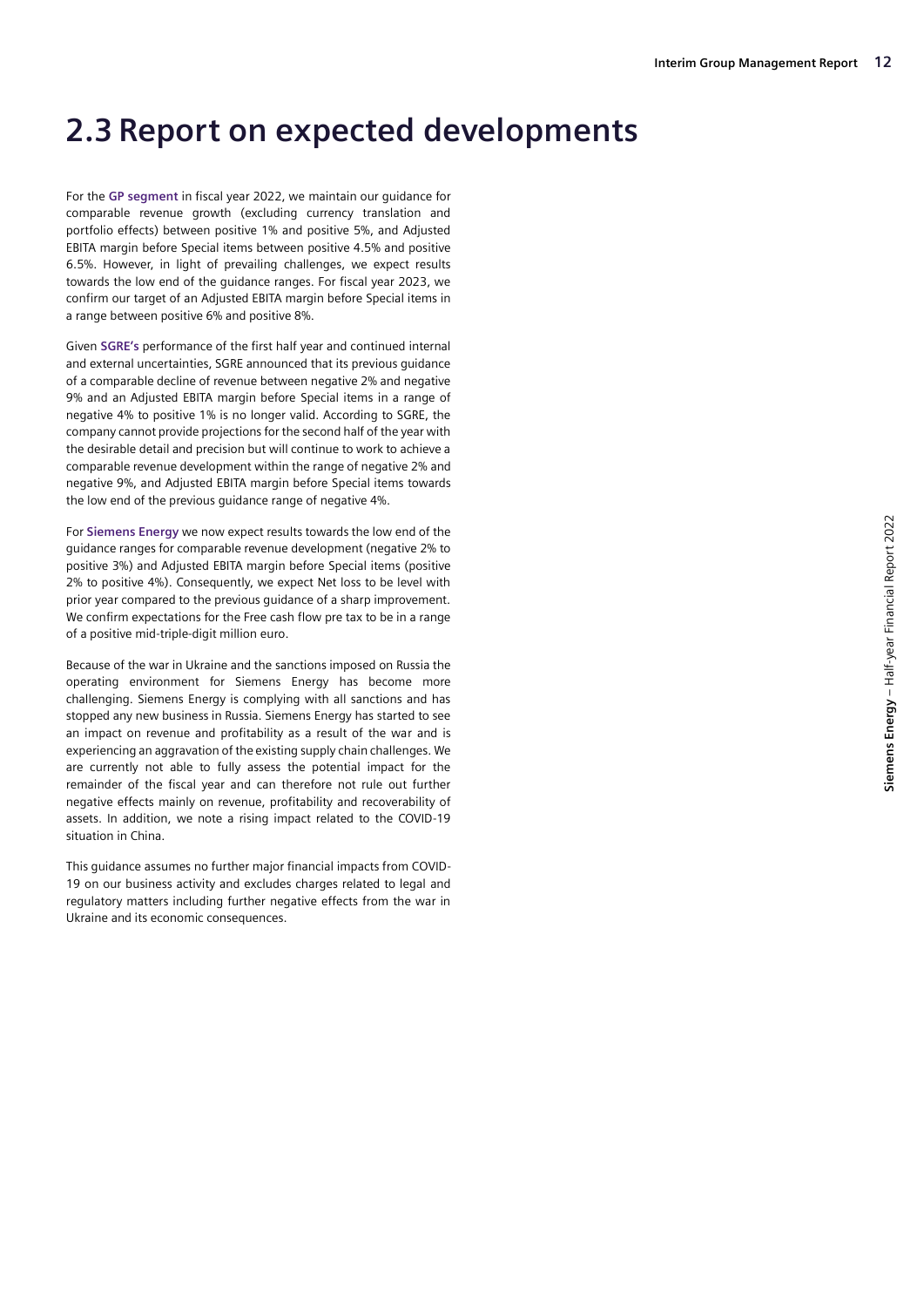# 2.3 Report on expected developments

For the **GP segment** in fiscal year 2022, we maintain our guidance for comparable revenue growth (excluding currency translation and portfolio effects) between positive 1% and positive 5%, and Adjusted EBITA margin before Special items between positive 4.5% and positive 6.5%. However, in light of prevailing challenges, we expect results towards the low end of the guidance ranges. For fiscal year 2023, we confirm our target of an Adjusted EBITA margin before Special items in a range between positive 6% and positive 8%.

Given **SGRE's** performance of the first half year and continued internal and external uncertainties, SGRE announced that its previous guidance of a comparable decline of revenue between negative 2% and negative 9% and an Adjusted EBITA margin before Special items in a range of negative 4% to positive 1% is no longer valid. According to SGRE, the company cannot provide projections for the second half of the year with the desirable detail and precision but will continue to work to achieve a comparable revenue development within the range of negative 2% and negative 9%, and Adjusted EBITA margin before Special items towards the low end of the previous guidance range of negative 4%.

For **Siemens Energy** we now expect results towards the low end of the guidance ranges for comparable revenue development (negative 2% to positive 3%) and Adjusted EBITA margin before Special items (positive 2% to positive 4%). Consequently, we expect Net loss to be level with prior year compared to the previous guidance of a sharp improvement. We confirm expectations for the Free cash flow pre tax to be in a range of a positive mid-triple-digit million euro.

Because of the war in Ukraine and the sanctions imposed on Russia the operating environment for Siemens Energy has become more challenging. Siemens Energy is complying with all sanctions and has stopped any new business in Russia. Siemens Energy has started to see an impact on revenue and profitability as a result of the war and is experiencing an aggravation of the existing supply chain challenges. We are currently not able to fully assess the potential impact for the remainder of the fiscal year and can therefore not rule out further negative effects mainly on revenue, profitability and recoverability of assets. In addition, we note a rising impact related to the COVID-19 situation in China.

This guidance assumes no further major financial impacts from COVID-19 on our business activity and excludes charges related to legal and regulatory matters including further negative effects from the war in Ukraine and its economic consequences.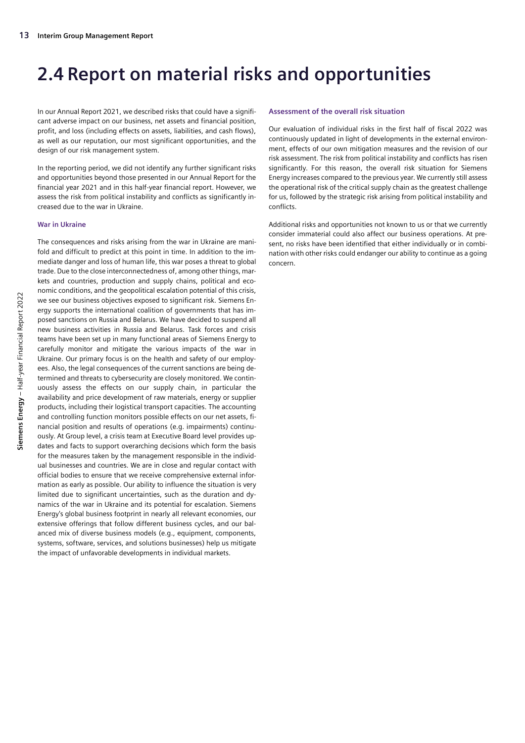## 2.4 Report on material risks and opportunities

In our Annual Report 2021, we described risks that could have a significant adverse impact on our business, net assets and financial position, profit, and loss (including effects on assets, liabilities, and cash flows), as well as our reputation, our most significant opportunities, and the design of our risk management system.

In the reporting period, we did not identify any further significant risks and opportunities beyond those presented in our Annual Report for the financial year 2021 and in this half-year financial report. However, we assess the risk from political instability and conflicts as significantly increased due to the war in Ukraine.

#### War in Ukraine

The consequences and risks arising from the war in Ukraine are manifold and difficult to predict at this point in time. In addition to the immediate danger and loss of human life, this war poses a threat to global trade. Due to the close interconnectedness of, among other things, markets and countries, production and supply chains, political and economic conditions, and the geopolitical escalation potential of this crisis, we see our business objectives exposed to significant risk. Siemens Energy supports the international coalition of governments that has imposed sanctions on Russia and Belarus. We have decided to suspend all new business activities in Russia and Belarus. Task forces and crisis teams have been set up in many functional areas of Siemens Energy to carefully monitor and mitigate the various impacts of the war in Ukraine. Our primary focus is on the health and safety of our employees. Also, the legal consequences of the current sanctions are being determined and threats to cybersecurity are closely monitored. We continuously assess the effects on our supply chain, in particular the availability and price development of raw materials, energy or supplier products, including their logistical transport capacities. The accounting and controlling function monitors possible effects on our net assets, financial position and results of operations (e.g. impairments) continuously. At Group level, a crisis team at Executive Board level provides updates and facts to support overarching decisions which form the basis for the measures taken by the management responsible in the individual businesses and countries. We are in close and regular contact with official bodies to ensure that we receive comprehensive external information as early as possible. Our ability to influence the situation is very limited due to significant uncertainties, such as the duration and dynamics of the war in Ukraine and its potential for escalation. Siemens Energy's global business footprint in nearly all relevant economies, our extensive offerings that follow different business cycles, and our balanced mix of diverse business models (e.g., equipment, components, systems, software, services, and solutions businesses) help us mitigate the impact of unfavorable developments in individual markets.

#### Assessment of the overall risk situation

Our evaluation of individual risks in the first half of fiscal 2022 was continuously updated in light of developments in the external environment, effects of our own mitigation measures and the revision of our risk assessment. The risk from political instability and conflicts has risen significantly. For this reason, the overall risk situation for Siemens Energy increases compared to the previous year. We currently still assess the operational risk of the critical supply chain as the greatest challenge for us, followed by the strategic risk arising from political instability and conflicts.

Additional risks and opportunities not known to us or that we currently consider immaterial could also affect our business operations. At present, no risks have been identified that either individually or in combination with other risks could endanger our ability to continue as a going concern.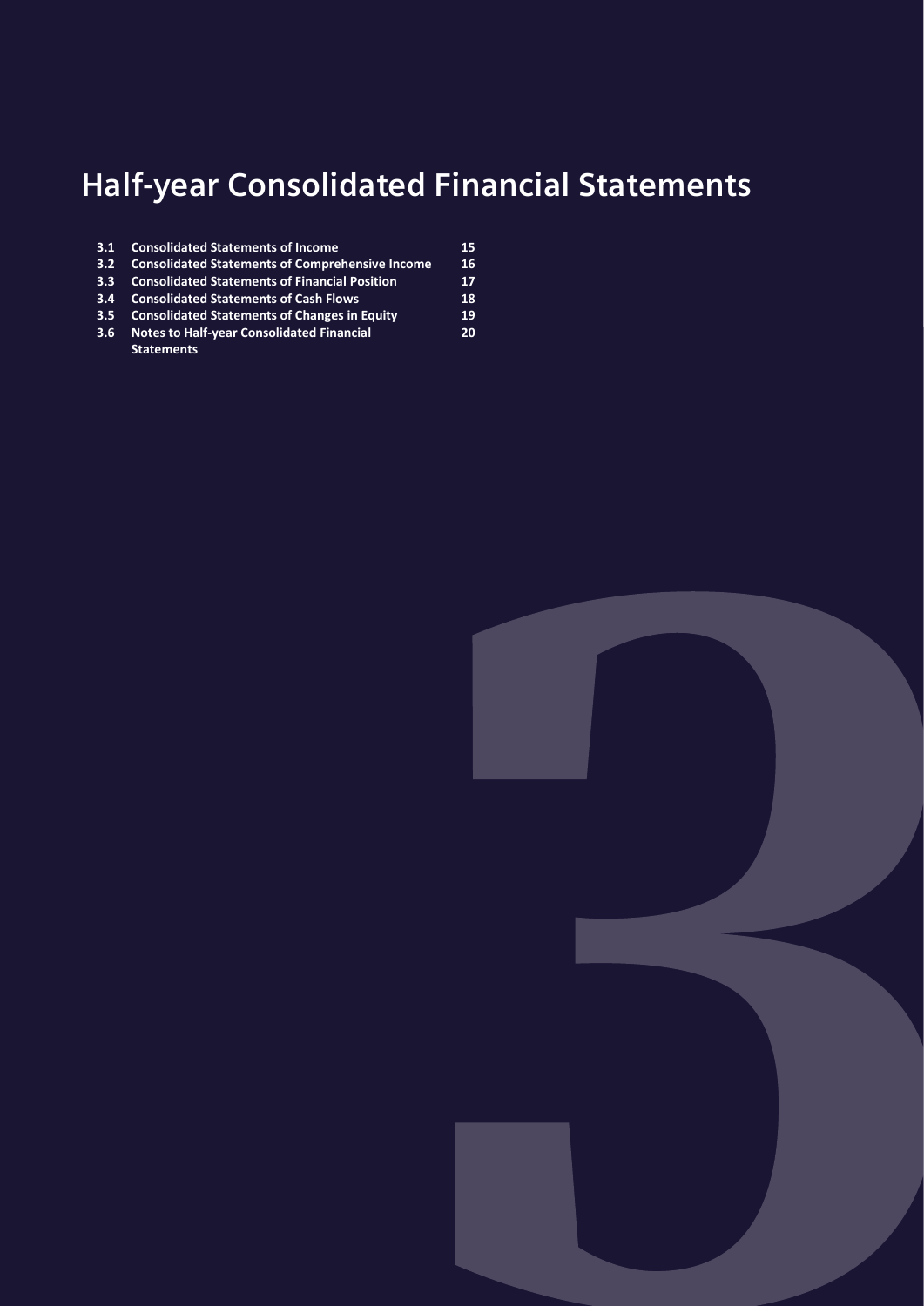# Half-year Consolidated Financial Statements

| | | |
|---|---|---|
| **3.1** | **Consolidated Statements of Income** | **15** |
| **3.2** | **Consolidated Statements of Comprehensive Income** | **16** |
| **3.3** | **Consolidated Statements of Financial Position** | **17** |
| **3.4** | **Consolidated Statements of Cash Flows** | **18** |
| **3.5** | **Consolidated Statements of Changes in Equity** | **19** |
| **3.6** | **Notes to Half-year Consolidated Financial Statements** | **20** |

3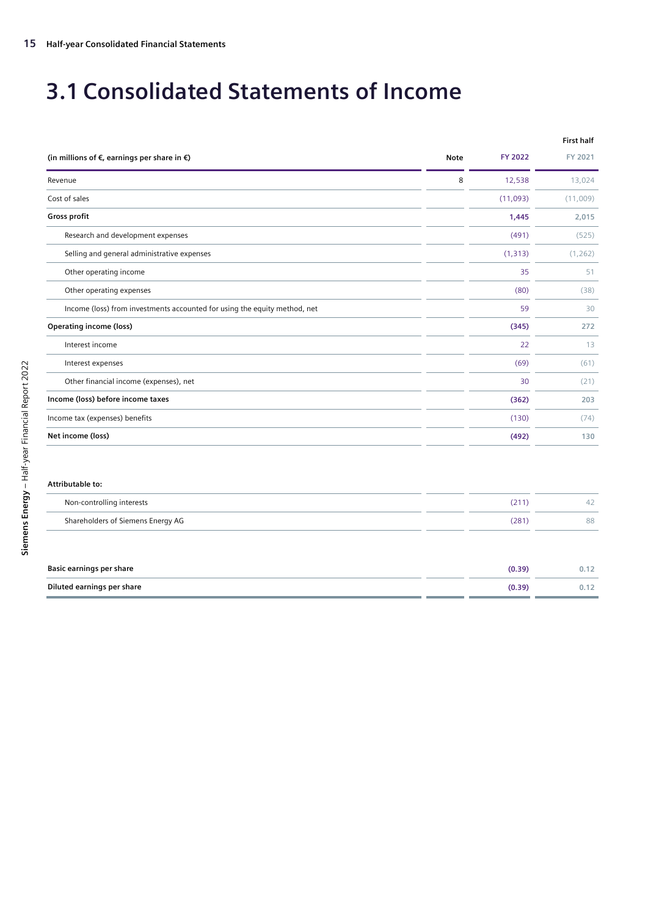# 3.1 Consolidated Statements of Income

| (in millions of €, earnings per share in €) | Note | First half FY 2022 | FY 2021 |
|---|---|---|---|
| Revenue | 8 | 12,538 | 13,024 |
| Cost of sales | | (11,093) | (11,009) |
| **Gross profit** | | **1,445** | **2,015** |
| Research and development expenses | | (491) | (525) |
| Selling and general administrative expenses | | (1,313) | (1,262) |
| Other operating income | | 35 | 51 |
| Other operating expenses | | (80) | (38) |
| Income (loss) from investments accounted for using the equity method, net | | 59 | 30 |
| **Operating income (loss)** | | **(345)** | **272** |
| Interest income | | 22 | 13 |
| Interest expenses | | (69) | (61) |
| Other financial income (expenses), net | | 30 | (21) |
| **Income (loss) before income taxes** | | **(362)** | **203** |
| Income tax (expenses) benefits | | (130) | (74) |
| **Net income (loss)** | | **(492)** | **130** |
| | | | |
| **Attributable to:** | | | |
| Non-controlling interests | | (211) | 42 |
| Shareholders of Siemens Energy AG | | (281) | 88 |
| | | | |
| **Basic earnings per share** | | **(0.39)** | **0.12** |
| **Diluted earnings per share** | | **(0.39)** | **0.12** |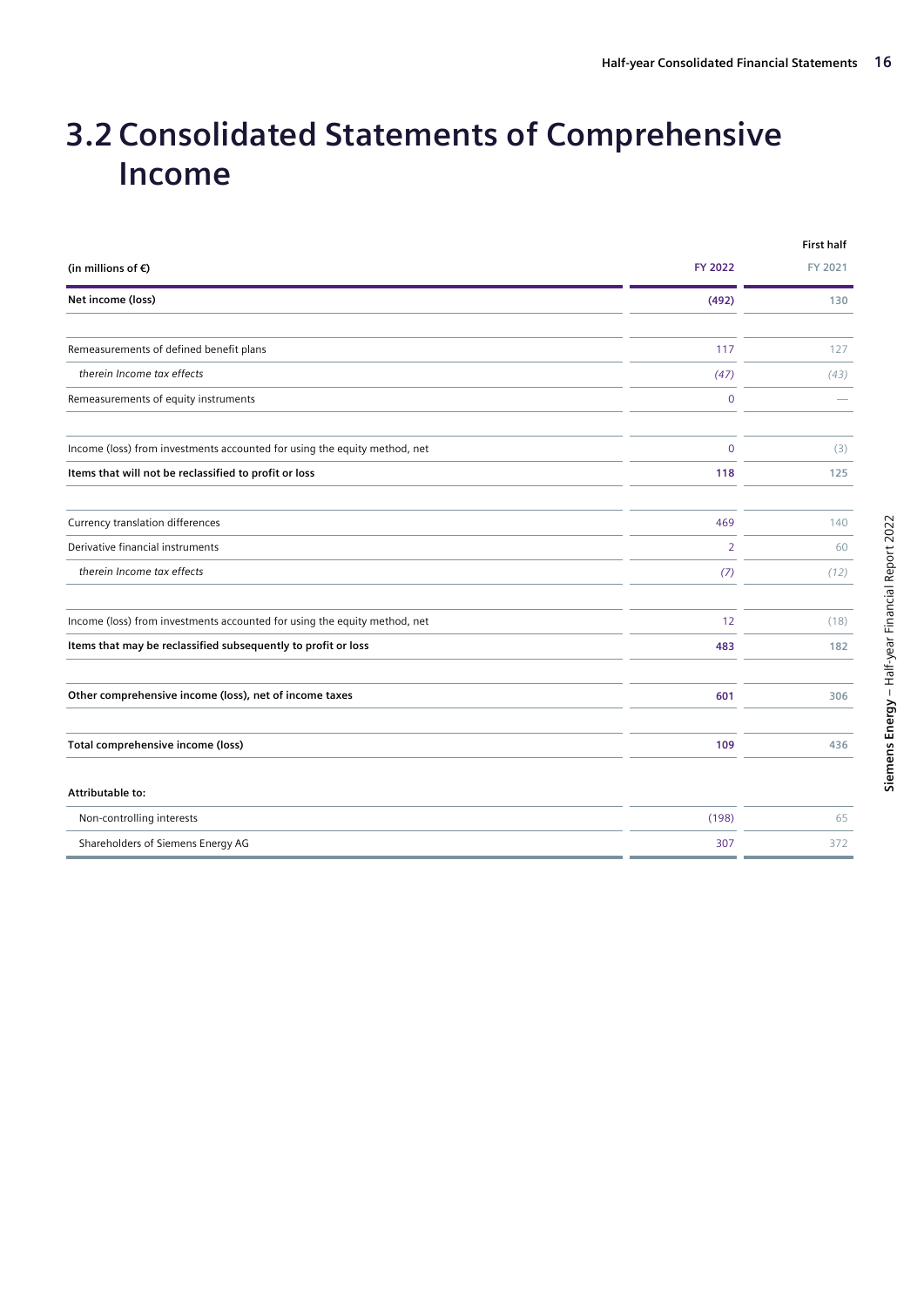# 3.2 Consolidated Statements of Comprehensive Income

| (in millions of €) | First half FY 2022 | FY 2021 |
|---|---|---|
| **Net income (loss)** | **(492)** | **130** |
| Remeasurements of defined benefit plans | 117 | 127 |
| *therein Income tax effects* | *(47)* | *(43)* |
| Remeasurements of equity instruments | 0 | — |
| Income (loss) from investments accounted for using the equity method, net | 0 | (3) |
| **Items that will not be reclassified to profit or loss** | **118** | **125** |
| Currency translation differences | 469 | 140 |
| Derivative financial instruments | 2 | 60 |
| *therein Income tax effects* | *(7)* | *(12)* |
| Income (loss) from investments accounted for using the equity method, net | 12 | (18) |
| **Items that may be reclassified subsequently to profit or loss** | **483** | **182** |
| **Other comprehensive income (loss), net of income taxes** | **601** | **306** |
| **Total comprehensive income (loss)** | **109** | **436** |
| **Attributable to:** | | |
| Non-controlling interests | (198) | 65 |
| Shareholders of Siemens Energy AG | 307 | 372 |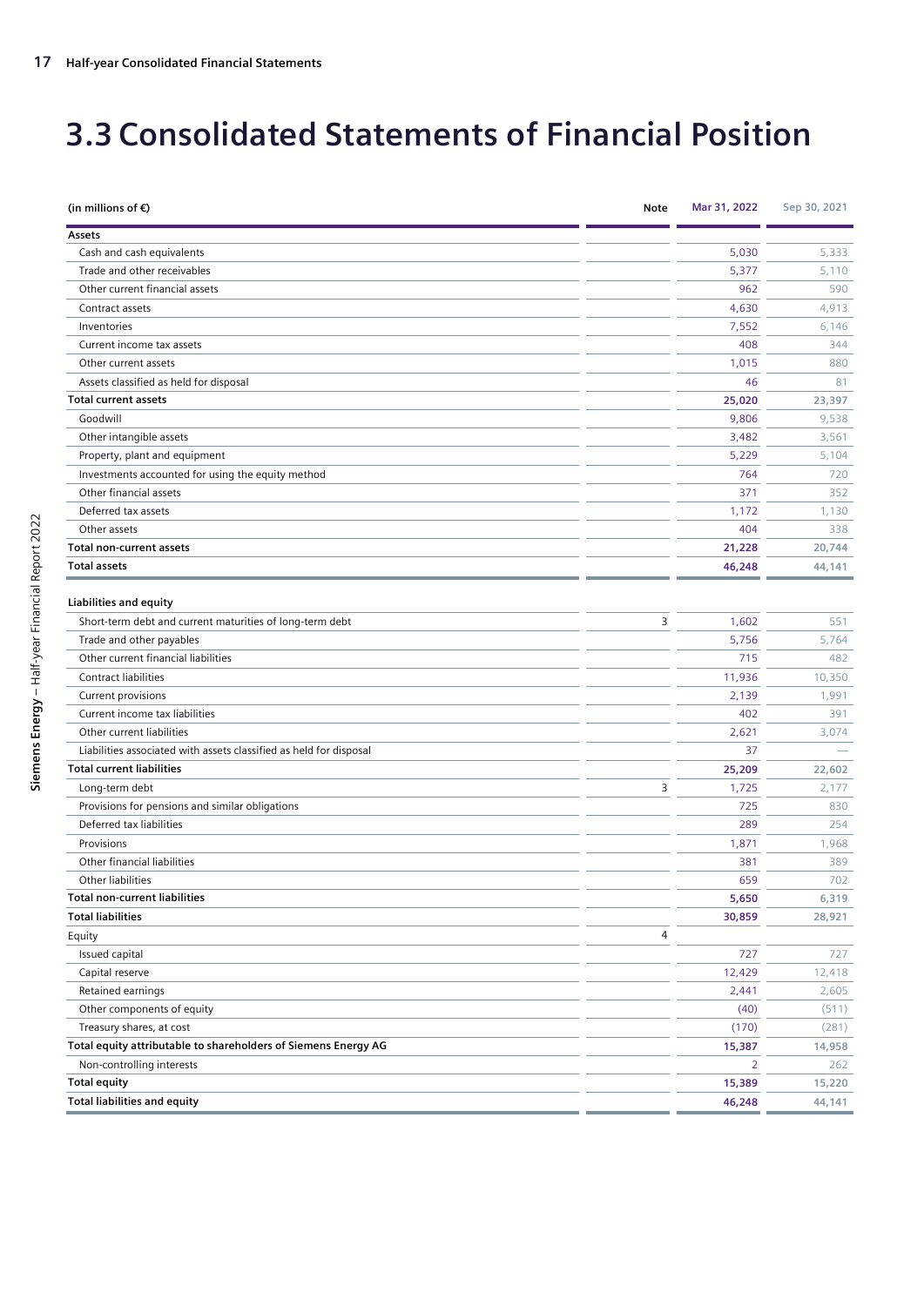# 3.3 Consolidated Statements of Financial Position

| (in millions of €) | Note | Mar 31, 2022 | Sep 30, 2021 |
|---|---|---|---|
| **Assets** | | | |
| Cash and cash equivalents | | 5,030 | 5,333 |
| Trade and other receivables | | 5,377 | 5,110 |
| Other current financial assets | | 962 | 590 |
| Contract assets | | 4,630 | 4,913 |
| Inventories | | 7,552 | 6,146 |
| Current income tax assets | | 408 | 344 |
| Other current assets | | 1,015 | 880 |
| Assets classified as held for disposal | | 46 | 81 |
| **Total current assets** | | **25,020** | **23,397** |
| Goodwill | | 9,806 | 9,538 |
| Other intangible assets | | 3,482 | 3,561 |
| Property, plant and equipment | | 5,229 | 5,104 |
| Investments accounted for using the equity method | | 764 | 720 |
| Other financial assets | | 371 | 352 |
| Deferred tax assets | | 1,172 | 1,130 |
| Other assets | | 404 | 338 |
| **Total non-current assets** | | **21,228** | **20,744** |
| **Total assets** | | **46,248** | **44,141** |
| **Liabilities and equity** | | | |
| Short-term debt and current maturities of long-term debt | 3 | 1,602 | 551 |
| Trade and other payables | | 5,756 | 5,764 |
| Other current financial liabilities | | 715 | 482 |
| Contract liabilities | | 11,936 | 10,350 |
| Current provisions | | 2,139 | 1,991 |
| Current income tax liabilities | | 402 | 391 |
| Other current liabilities | | 2,621 | 3,074 |
| Liabilities associated with assets classified as held for disposal | | 37 | — |
| **Total current liabilities** | | **25,209** | **22,602** |
| Long-term debt | 3 | 1,725 | 2,177 |
| Provisions for pensions and similar obligations | | 725 | 830 |
| Deferred tax liabilities | | 289 | 254 |
| Provisions | | 1,871 | 1,968 |
| Other financial liabilities | | 381 | 389 |
| Other liabilities | | 659 | 702 |
| **Total non-current liabilities** | | **5,650** | **6,319** |
| **Total liabilities** | | **30,859** | **28,921** |
| Equity | 4 | | |
| Issued capital | | 727 | 727 |
| Capital reserve | | 12,429 | 12,418 |
| Retained earnings | | 2,441 | 2,605 |
| Other components of equity | | (40) | (511) |
| Treasury shares, at cost | | (170) | (281) |
| **Total equity attributable to shareholders of Siemens Energy AG** | | **15,387** | **14,958** |
| Non-controlling interests | | 2 | 262 |
| **Total equity** | | **15,389** | **15,220** |
| **Total liabilities and equity** | | **46,248** | **44,141** |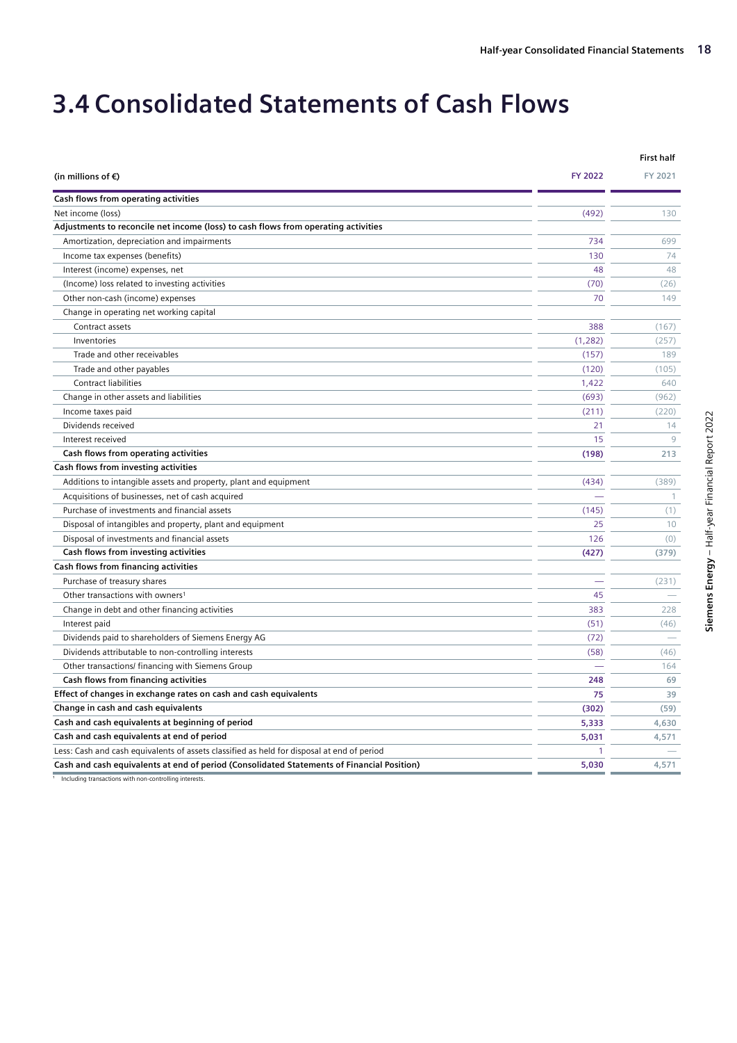# 3.4 Consolidated Statements of Cash Flows

| (in millions of €) | First half FY 2022 | FY 2021 |
|---|---|---|
| **Cash flows from operating activities** | | |
| Net income (loss) | (492) | 130 |
| **Adjustments to reconcile net income (loss) to cash flows from operating activities** | | |
| Amortization, depreciation and impairments | 734 | 699 |
| Income tax expenses (benefits) | 130 | 74 |
| Interest (income) expenses, net | 48 | 48 |
| (Income) loss related to investing activities | (70) | (26) |
| Other non-cash (income) expenses | 70 | 149 |
| Change in operating net working capital | | |
| Contract assets | 388 | (167) |
| Inventories | (1,282) | (257) |
| Trade and other receivables | (157) | 189 |
| Trade and other payables | (120) | (105) |
| Contract liabilities | 1,422 | 640 |
| Change in other assets and liabilities | (693) | (962) |
| Income taxes paid | (211) | (220) |
| Dividends received | 21 | 14 |
| Interest received | 15 | 9 |
| **Cash flows from operating activities** | **(198)** | **213** |
| **Cash flows from investing activities** | | |
| Additions to intangible assets and property, plant and equipment | (434) | (389) |
| Acquisitions of businesses, net of cash acquired | — | 1 |
| Purchase of investments and financial assets | (145) | (1) |
| Disposal of intangibles and property, plant and equipment | 25 | 10 |
| Disposal of investments and financial assets | 126 | (0) |
| **Cash flows from investing activities** | **(427)** | **(379)** |
| **Cash flows from financing activities** | | |
| Purchase of treasury shares | — | (231) |
| Other transactions with owners[1] | 45 | — |
| Change in debt and other financing activities | 383 | 228 |
| Interest paid | (51) | (46) |
| Dividends paid to shareholders of Siemens Energy AG | (72) | — |
| Dividends attributable to non-controlling interests | (58) | (46) |
| Other transactions/ financing with Siemens Group | — | 164 |
| **Cash flows from financing activities** | **248** | **69** |
| **Effect of changes in exchange rates on cash and cash equivalents** | **75** | **39** |
| **Change in cash and cash equivalents** | **(302)** | **(59)** |
| **Cash and cash equivalents at beginning of period** | **5,333** | **4,630** |
| **Cash and cash equivalents at end of period** | **5,031** | **4,571** |
| Less: Cash and cash equivalents of assets classified as held for disposal at end of period | 1 | — |
| **Cash and cash equivalents at end of period (Consolidated Statements of Financial Position)** | **5,030** | **4,571** |

[1] Including transactions with non-controlling interests.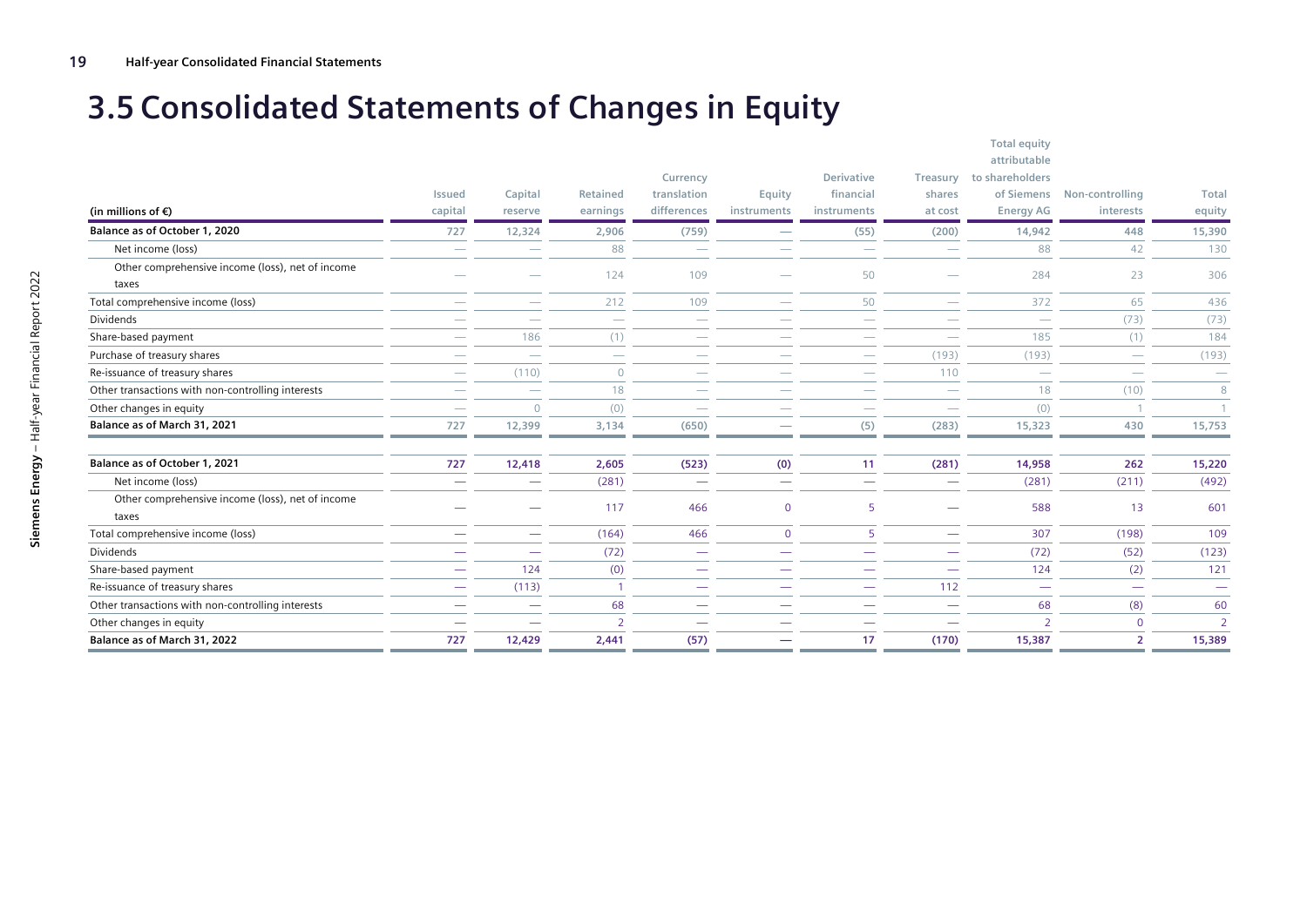# 3.5 Consolidated Statements of Changes in Equity

| (in millions of €) | Issued capital | Capital reserve | Retained earnings | Currency translation differences | Equity instruments | Derivative financial instruments | Treasury shares at cost | Total equity attributable to shareholders of Siemens Energy AG | Non-controlling interests | Total equity |
|---|---|---|---|---|---|---|---|---|---|---|
| **Balance as of October 1, 2020** | **727** | **12,324** | **2,906** | **(759)** | **—** | **(55)** | **(200)** | **14,942** | **448** | **15,390** |
| Net income (loss) | — | — | 88 | — | — | — | — | 88 | 42 | 130 |
| Other comprehensive income (loss), net of income taxes | — | — | 124 | 109 | — | 50 | — | 284 | 23 | 306 |
| Total comprehensive income (loss) | — | — | 212 | 109 | — | 50 | — | 372 | 65 | 436 |
| Dividends | — | — | — | — | — | — | — | — | (73) | (73) |
| Share-based payment | — | 186 | (1) | — | — | — | — | 185 | (1) | 184 |
| Purchase of treasury shares | — | — | — | — | — | — | (193) | (193) | — | (193) |
| Re-issuance of treasury shares | — | (110) | 0 | — | — | — | 110 | — | — | — |
| Other transactions with non-controlling interests | — | — | 18 | — | — | — | — | 18 | (10) | 8 |
| Other changes in equity | — | 0 | (0) | — | — | — | — | (0) | 1 | 1 |
| **Balance as of March 31, 2021** | **727** | **12,399** | **3,134** | **(650)** | **—** | **(5)** | **(283)** | **15,323** | **430** | **15,753** |
| | | | | | | | | | | |
| **Balance as of October 1, 2021** | **727** | **12,418** | **2,605** | **(523)** | **(0)** | **11** | **(281)** | **14,958** | **262** | **15,220** |
| Net income (loss) | — | — | (281) | — | — | — | — | (281) | (211) | (492) |
| Other comprehensive income (loss), net of income taxes | — | — | 117 | 466 | 0 | 5 | — | 588 | 13 | 601 |
| Total comprehensive income (loss) | — | — | (164) | 466 | 0 | 5 | — | 307 | (198) | 109 |
| Dividends | — | — | (72) | — | — | — | — | (72) | (52) | (123) |
| Share-based payment | — | 124 | (0) | — | — | — | — | 124 | (2) | 121 |
| Re-issuance of treasury shares | — | (113) | 1 | — | — | — | 112 | — | — | — |
| Other transactions with non-controlling interests | — | — | 68 | — | — | — | — | 68 | (8) | 60 |
| Other changes in equity | — | — | 2 | — | — | — | — | 2 | 0 | 2 |
| **Balance as of March 31, 2022** | **727** | **12,429** | **2,441** | **(57)** | **—** | **17** | **(170)** | **15,387** | **2** | **15,389** |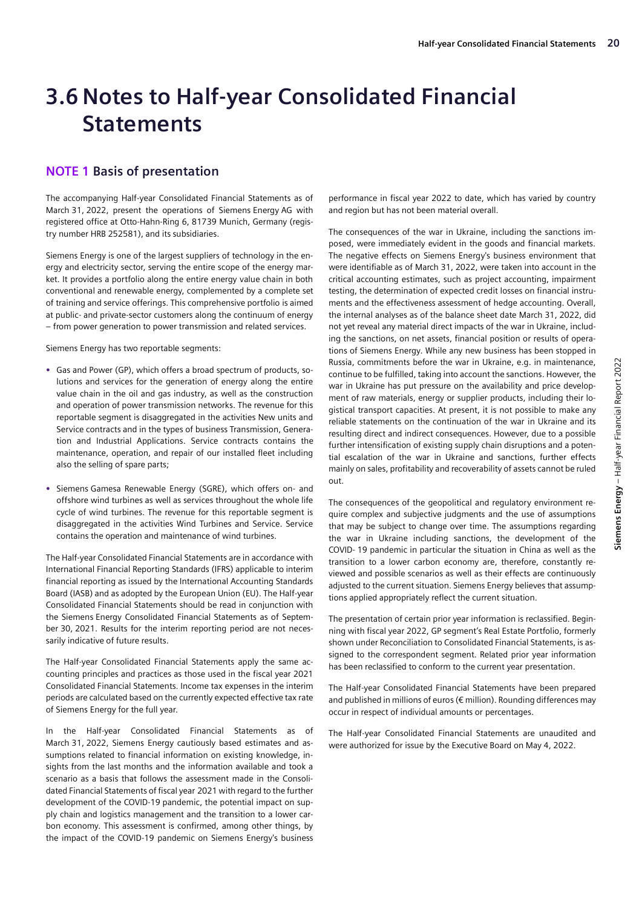# 3.6 Notes to Half-year Consolidated Financial Statements

## NOTE 1 Basis of presentation

The accompanying Half-year Consolidated Financial Statements as of March 31, 2022, present the operations of Siemens Energy AG with registered office at Otto-Hahn-Ring 6, 81739 Munich, Germany (registry number HRB 252581), and its subsidiaries.

Siemens Energy is one of the largest suppliers of technology in the energy and electricity sector, serving the entire scope of the energy market. It provides a portfolio along the entire energy value chain in both conventional and renewable energy, complemented by a complete set of training and service offerings. This comprehensive portfolio is aimed at public- and private-sector customers along the continuum of energy – from power generation to power transmission and related services.

Siemens Energy has two reportable segments:

- Gas and Power (GP), which offers a broad spectrum of products, solutions and services for the generation of energy along the entire value chain in the oil and gas industry, as well as the construction and operation of power transmission networks. The revenue for this reportable segment is disaggregated in the activities New units and Service contracts and in the types of business Transmission, Generation and Industrial Applications. Service contracts contains the maintenance, operation, and repair of our installed fleet including also the selling of spare parts;
- Siemens Gamesa Renewable Energy (SGRE), which offers on- and offshore wind turbines as well as services throughout the whole life cycle of wind turbines. The revenue for this reportable segment is disaggregated in the activities Wind Turbines and Service. Service contains the operation and maintenance of wind turbines.

The Half-year Consolidated Financial Statements are in accordance with International Financial Reporting Standards (IFRS) applicable to interim financial reporting as issued by the International Accounting Standards Board (IASB) and as adopted by the European Union (EU). The Half-year Consolidated Financial Statements should be read in conjunction with the Siemens Energy Consolidated Financial Statements as of September 30, 2021. Results for the interim reporting period are not necessarily indicative of future results.

The Half-year Consolidated Financial Statements apply the same accounting principles and practices as those used in the fiscal year 2021 Consolidated Financial Statements. Income tax expenses in the interim periods are calculated based on the currently expected effective tax rate of Siemens Energy for the full year.

In the Half-year Consolidated Financial Statements as of March 31, 2022, Siemens Energy cautiously based estimates and assumptions related to financial information on existing knowledge, insights from the last months and the information available and took a scenario as a basis that follows the assessment made in the Consolidated Financial Statements of fiscal year 2021 with regard to the further development of the COVID-19 pandemic, the potential impact on supply chain and logistics management and the transition to a lower carbon economy. This assessment is confirmed, among other things, by the impact of the COVID-19 pandemic on Siemens Energy's business performance in fiscal year 2022 to date, which has varied by country and region but has not been material overall.

The consequences of the war in Ukraine, including the sanctions imposed, were immediately evident in the goods and financial markets. The negative effects on Siemens Energy's business environment that were identifiable as of March 31, 2022, were taken into account in the critical accounting estimates, such as project accounting, impairment testing, the determination of expected credit losses on financial instruments and the effectiveness assessment of hedge accounting. Overall, the internal analyses as of the balance sheet date March 31, 2022, did not yet reveal any material direct impacts of the war in Ukraine, including the sanctions, on net assets, financial position or results of operations of Siemens Energy. While any new business has been stopped in Russia, commitments before the war in Ukraine, e.g. in maintenance, continue to be fulfilled, taking into account the sanctions. However, the war in Ukraine has put pressure on the availability and price development of raw materials, energy or supplier products, including their logistical transport capacities. At present, it is not possible to make any reliable statements on the continuation of the war in Ukraine and its resulting direct and indirect consequences. However, due to a possible further intensification of existing supply chain disruptions and a potential escalation of the war in Ukraine and sanctions, further effects mainly on sales, profitability and recoverability of assets cannot be ruled out.

The consequences of the geopolitical and regulatory environment require complex and subjective judgments and the use of assumptions that may be subject to change over time. The assumptions regarding the war in Ukraine including sanctions, the development of the COVID- 19 pandemic in particular the situation in China as well as the transition to a lower carbon economy are, therefore, constantly reviewed and possible scenarios as well as their effects are continuously adjusted to the current situation. Siemens Energy believes that assumptions applied appropriately reflect the current situation.

The presentation of certain prior year information is reclassified. Beginning with fiscal year 2022, GP segment's Real Estate Portfolio, formerly shown under Reconciliation to Consolidated Financial Statements, is assigned to the correspondent segment. Related prior year information has been reclassified to conform to the current year presentation.

The Half-year Consolidated Financial Statements have been prepared and published in millions of euros (€ million). Rounding differences may occur in respect of individual amounts or percentages.

The Half-year Consolidated Financial Statements are unaudited and were authorized for issue by the Executive Board on May 4, 2022.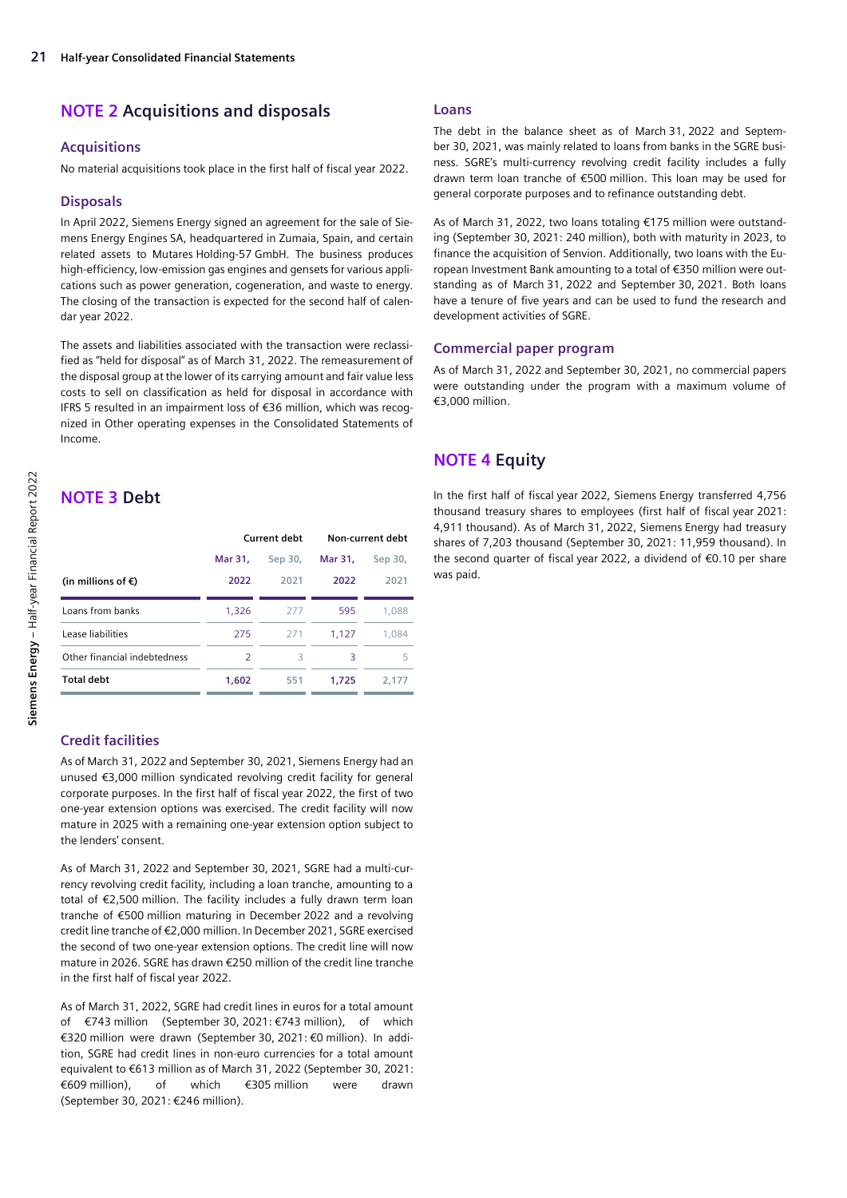## NOTE 2 Acquisitions and disposals

### Acquisitions

No material acquisitions took place in the first half of fiscal year 2022.

### Disposals

In April 2022, Siemens Energy signed an agreement for the sale of Siemens Energy Engines SA, headquartered in Zumaia, Spain, and certain related assets to Mutares Holding-57 GmbH. The business produces high-efficiency, low-emission gas engines and gensets for various applications such as power generation, cogeneration, and waste to energy. The closing of the transaction is expected for the second half of calendar year 2022.

The assets and liabilities associated with the transaction were reclassified as "held for disposal" as of March 31, 2022. The remeasurement of the disposal group at the lower of its carrying amount and fair value less costs to sell on classification as held for disposal in accordance with IFRS 5 resulted in an impairment loss of €36 million, which was recognized in Other operating expenses in the Consolidated Statements of Income.

## NOTE 3 Debt

| | Current debt | | Non-current debt | |
|---|---|---|---|---|
| (in millions of €) | Mar 31, 2022 | Sep 30, 2021 | Mar 31, 2022 | Sep 30, 2021 |
| Loans from banks | 1,326 | 277 | 595 | 1,088 |
| Lease liabilities | 275 | 271 | 1,127 | 1,084 |
| Other financial indebtedness | 2 | 3 | 3 | 5 |
| **Total debt** | **1,602** | **551** | **1,725** | **2,177** |

### Credit facilities

As of March 31, 2022 and September 30, 2021, Siemens Energy had an unused €3,000 million syndicated revolving credit facility for general corporate purposes. In the first half of fiscal year 2022, the first of two one-year extension options was exercised. The credit facility will now mature in 2025 with a remaining one-year extension option subject to the lenders' consent.

As of March 31, 2022 and September 30, 2021, SGRE had a multi-currency revolving credit facility, including a loan tranche, amounting to a total of €2,500 million. The facility includes a fully drawn term loan tranche of €500 million maturing in December 2022 and a revolving credit line tranche of €2,000 million. In December 2021, SGRE exercised the second of two one-year extension options. The credit line will now mature in 2026. SGRE has drawn €250 million of the credit line tranche in the first half of fiscal year 2022.

As of March 31, 2022, SGRE had credit lines in euros for a total amount of €743 million (September 30, 2021: €743 million), of which €320 million were drawn (September 30, 2021: €0 million). In addition, SGRE had credit lines in non-euro currencies for a total amount equivalent to €613 million as of March 31, 2022 (September 30, 2021: €609 million), of which €305 million were drawn (September 30, 2021: €246 million).

### Loans

The debt in the balance sheet as of March 31, 2022 and September 30, 2021, was mainly related to loans from banks in the SGRE business. SGRE's multi-currency revolving credit facility includes a fully drawn term loan tranche of €500 million. This loan may be used for general corporate purposes and to refinance outstanding debt.

As of March 31, 2022, two loans totaling €175 million were outstanding (September 30, 2021: 240 million), both with maturity in 2023, to finance the acquisition of Senvion. Additionally, two loans with the European Investment Bank amounting to a total of €350 million were outstanding as of March 31, 2022 and September 30, 2021. Both loans have a tenure of five years and can be used to fund the research and development activities of SGRE.

### Commercial paper program

As of March 31, 2022 and September 30, 2021, no commercial papers were outstanding under the program with a maximum volume of €3,000 million.

## NOTE 4 Equity

In the first half of fiscal year 2022, Siemens Energy transferred 4,756 thousand treasury shares to employees (first half of fiscal year 2021: 4,911 thousand). As of March 31, 2022, Siemens Energy had treasury shares of 7,203 thousand (September 30, 2021: 11,959 thousand). In the second quarter of fiscal year 2022, a dividend of €0.10 per share was paid.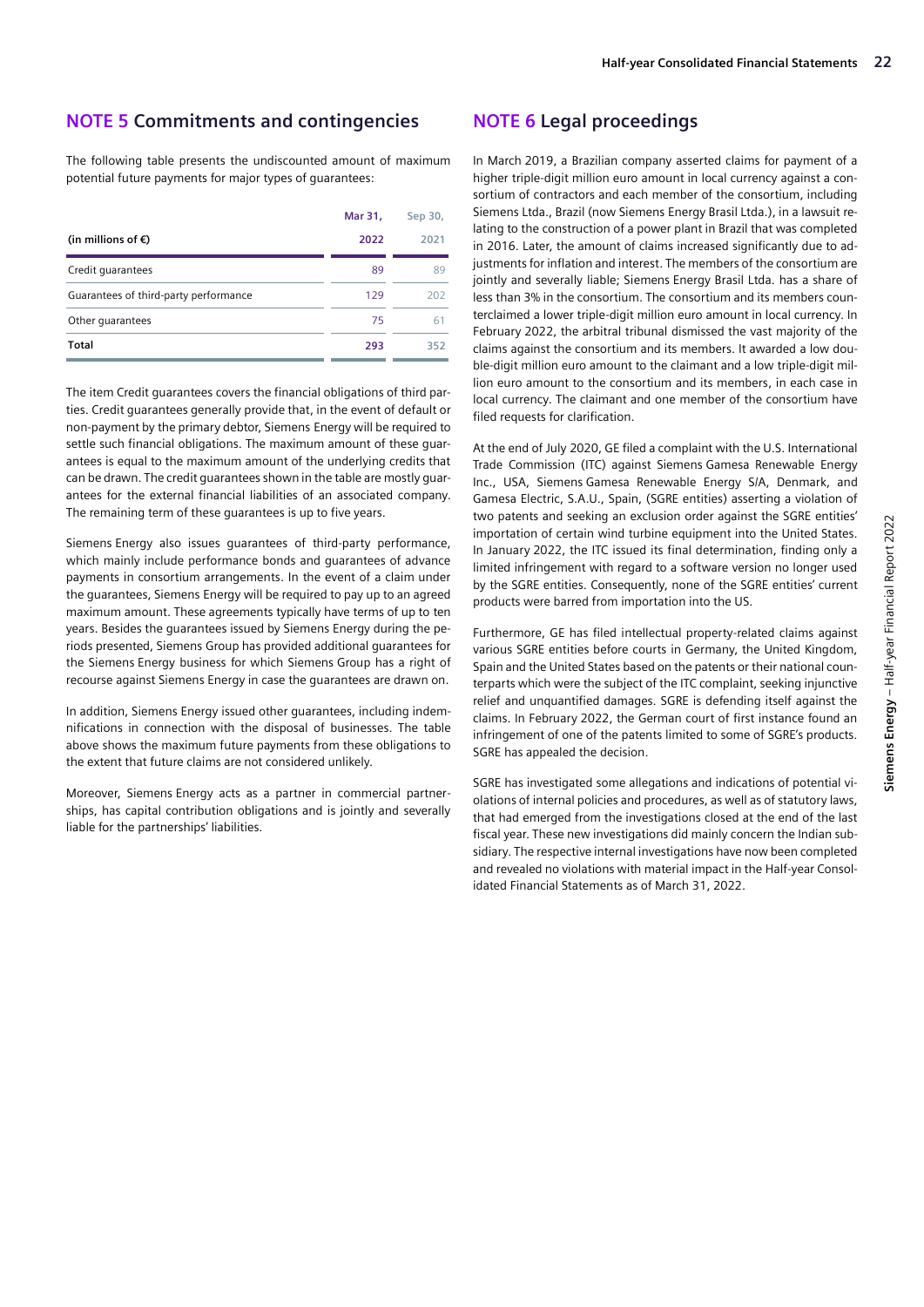## NOTE 5 Commitments and contingencies

The following table presents the undiscounted amount of maximum potential future payments for major types of guarantees:

| (in millions of €) | Mar 31, 2022 | Sep 30, 2021 |
|---|---|---|
| Credit guarantees | 89 | 89 |
| Guarantees of third-party performance | 129 | 202 |
| Other guarantees | 75 | 61 |
| **Total** | **293** | **352** |

The item Credit guarantees covers the financial obligations of third parties. Credit guarantees generally provide that, in the event of default or non-payment by the primary debtor, Siemens Energy will be required to settle such financial obligations. The maximum amount of these guarantees is equal to the maximum amount of the underlying credits that can be drawn. The credit guarantees shown in the table are mostly guarantees for the external financial liabilities of an associated company. The remaining term of these guarantees is up to five years.

Siemens Energy also issues guarantees of third-party performance, which mainly include performance bonds and guarantees of advance payments in consortium arrangements. In the event of a claim under the guarantees, Siemens Energy will be required to pay up to an agreed maximum amount. These agreements typically have terms of up to ten years. Besides the guarantees issued by Siemens Energy during the periods presented, Siemens Group has provided additional guarantees for the Siemens Energy business for which Siemens Group has a right of recourse against Siemens Energy in case the guarantees are drawn on.

In addition, Siemens Energy issued other guarantees, including indemnifications in connection with the disposal of businesses. The table above shows the maximum future payments from these obligations to the extent that future claims are not considered unlikely.

Moreover, Siemens Energy acts as a partner in commercial partnerships, has capital contribution obligations and is jointly and severally liable for the partnerships' liabilities.

## NOTE 6 Legal proceedings

In March 2019, a Brazilian company asserted claims for payment of a higher triple-digit million euro amount in local currency against a consortium of contractors and each member of the consortium, including Siemens Ltda., Brazil (now Siemens Energy Brasil Ltda.), in a lawsuit relating to the construction of a power plant in Brazil that was completed in 2016. Later, the amount of claims increased significantly due to adjustments for inflation and interest. The members of the consortium are jointly and severally liable; Siemens Energy Brasil Ltda. has a share of less than 3% in the consortium. The consortium and its members counterclaimed a lower triple-digit million euro amount in local currency. In February 2022, the arbitral tribunal dismissed the vast majority of the claims against the consortium and its members. It awarded a low double-digit million euro amount to the claimant and a low triple-digit million euro amount to the consortium and its members, in each case in local currency. The claimant and one member of the consortium have filed requests for clarification.

At the end of July 2020, GE filed a complaint with the U.S. International Trade Commission (ITC) against Siemens Gamesa Renewable Energy Inc., USA, Siemens Gamesa Renewable Energy S/A, Denmark, and Gamesa Electric, S.A.U., Spain, (SGRE entities) asserting a violation of two patents and seeking an exclusion order against the SGRE entities' importation of certain wind turbine equipment into the United States. In January 2022, the ITC issued its final determination, finding only a limited infringement with regard to a software version no longer used by the SGRE entities. Consequently, none of the SGRE entities' current products were barred from importation into the US.

Furthermore, GE has filed intellectual property-related claims against various SGRE entities before courts in Germany, the United Kingdom, Spain and the United States based on the patents or their national counterparts which were the subject of the ITC complaint, seeking injunctive relief and unquantified damages. SGRE is defending itself against the claims. In February 2022, the German court of first instance found an infringement of one of the patents limited to some of SGRE's products. SGRE has appealed the decision.

SGRE has investigated some allegations and indications of potential violations of internal policies and procedures, as well as of statutory laws, that had emerged from the investigations closed at the end of the last fiscal year. These new investigations did mainly concern the Indian subsidiary. The respective internal investigations have now been completed and revealed no violations with material impact in the Half-year Consolidated Financial Statements as of March 31, 2022.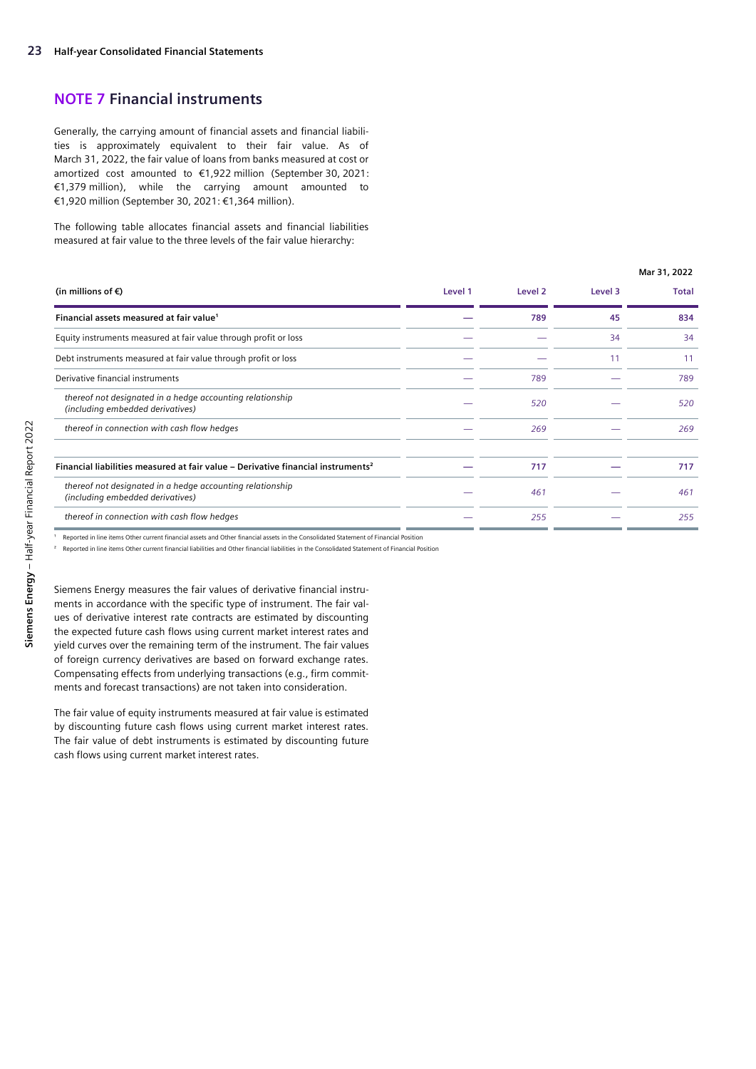## NOTE 7 Financial instruments

Generally, the carrying amount of financial assets and financial liabilities is approximately equivalent to their fair value. As of March 31, 2022, the fair value of loans from banks measured at cost or amortized cost amounted to €1,922 million (September 30, 2021: €1,379 million), while the carrying amount amounted to €1,920 million (September 30, 2021: €1,364 million).

The following table allocates financial assets and financial liabilities measured at fair value to the three levels of the fair value hierarchy:

| | | | | Mar 31, 2022 |
|---|---|---|---|---|
| (in millions of €) | Level 1 | Level 2 | Level 3 | Total |
| **Financial assets measured at fair value**[1] | **—** | **789** | **45** | **834** |
| Equity instruments measured at fair value through profit or loss | — | — | 34 | 34 |
| Debt instruments measured at fair value through profit or loss | — | — | 11 | 11 |
| Derivative financial instruments | — | 789 | — | 789 |
| *thereof not designated in a hedge accounting relationship (including embedded derivatives)* | — | *520* | — | *520* |
| *thereof in connection with cash flow hedges* | — | *269* | — | *269* |
| | | | | |
| **Financial liabilities measured at fair value – Derivative financial instruments**[2] | **—** | **717** | **—** | **717** |
| *thereof not designated in a hedge accounting relationship (including embedded derivatives)* | — | *461* | — | *461* |
| *thereof in connection with cash flow hedges* | — | *255* | — | *255* |

[1] Reported in line items Other current financial assets and Other financial assets in the Consolidated Statement of Financial Position

[2] Reported in line items Other current financial liabilities and Other financial liabilities in the Consolidated Statement of Financial Position

Siemens Energy measures the fair values of derivative financial instruments in accordance with the specific type of instrument. The fair values of derivative interest rate contracts are estimated by discounting the expected future cash flows using current market interest rates and yield curves over the remaining term of the instrument. The fair values of foreign currency derivatives are based on forward exchange rates. Compensating effects from underlying transactions (e.g., firm commitments and forecast transactions) are not taken into consideration.

The fair value of equity instruments measured at fair value is estimated by discounting future cash flows using current market interest rates. The fair value of debt instruments is estimated by discounting future cash flows using current market interest rates.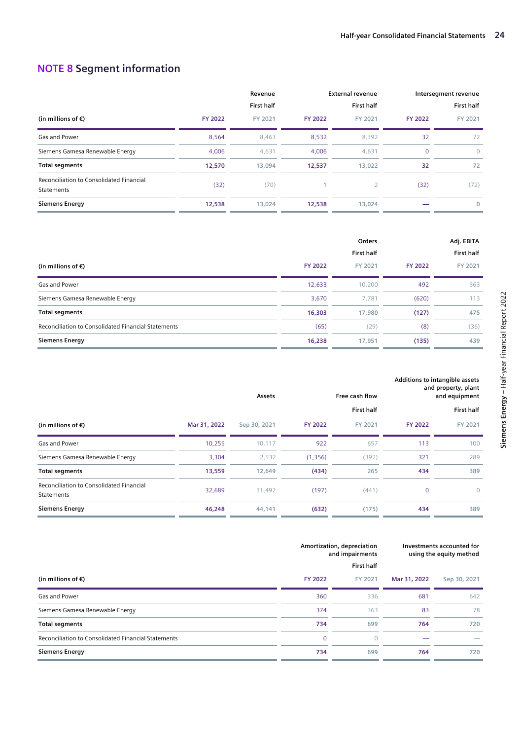## NOTE 8 Segment information

| (in millions of €) | Revenue | | External revenue | | Intersegment revenue | |
|---|---|---|---|---|---|---|
| | First half | | First half | | First half | |
| | FY 2022 | FY 2021 | FY 2022 | FY 2021 | FY 2022 | FY 2021 |
| Gas and Power | 8,564 | 8,463 | 8,532 | 8,392 | 32 | 72 |
| Siemens Gamesa Renewable Energy | 4,006 | 4,631 | 4,006 | 4,631 | 0 | 0 |
| **Total segments** | **12,570** | **13,094** | **12,537** | **13,022** | **32** | **72** |
| Reconciliation to Consolidated Financial Statements | (32) | (70) | 1 | 2 | (32) | (72) |
| **Siemens Energy** | **12,538** | **13,024** | **12,538** | **13,024** | **—** | **0** |

| (in millions of €) | Orders | | Adj. EBITA | |
|---|---|---|---|---|
| | First half | | First half | |
| | FY 2022 | FY 2021 | FY 2022 | FY 2021 |
| Gas and Power | 12,633 | 10,200 | 492 | 363 |
| Siemens Gamesa Renewable Energy | 3,670 | 7,781 | (620) | 113 |
| **Total segments** | **16,303** | **17,980** | **(127)** | **475** |
| Reconciliation to Consolidated Financial Statements | (65) | (29) | (8) | (36) |
| **Siemens Energy** | **16,238** | **17,951** | **(135)** | **439** |

| (in millions of €) | Assets | | Free cash flow | | Additions to intangible assets and property, plant and equipment | |
|---|---|---|---|---|---|---|
| | | | First half | | First half | |
| | Mar 31, 2022 | Sep 30, 2021 | FY 2022 | FY 2021 | FY 2022 | FY 2021 |
| Gas and Power | 10,255 | 10,117 | 922 | 657 | 113 | 100 |
| Siemens Gamesa Renewable Energy | 3,304 | 2,532 | (1,356) | (392) | 321 | 289 |
| **Total segments** | **13,559** | **12,649** | **(434)** | **265** | **434** | **389** |
| Reconciliation to Consolidated Financial Statements | 32,689 | 31,492 | (197) | (441) | 0 | 0 |
| **Siemens Energy** | **46,248** | **44,141** | **(632)** | **(175)** | **434** | **389** |

| (in millions of €) | Amortization, depreciation and impairments | | Investments accounted for using the equity method | |
|---|---|---|---|---|
| | First half | | | |
| | FY 2022 | FY 2021 | Mar 31, 2022 | Sep 30, 2021 |
| Gas and Power | 360 | 336 | 681 | 642 |
| Siemens Gamesa Renewable Energy | 374 | 363 | 83 | 78 |
| **Total segments** | **734** | **699** | **764** | **720** |
| Reconciliation to Consolidated Financial Statements | 0 | 0 | — | — |
| **Siemens Energy** | **734** | **699** | **764** | **720** |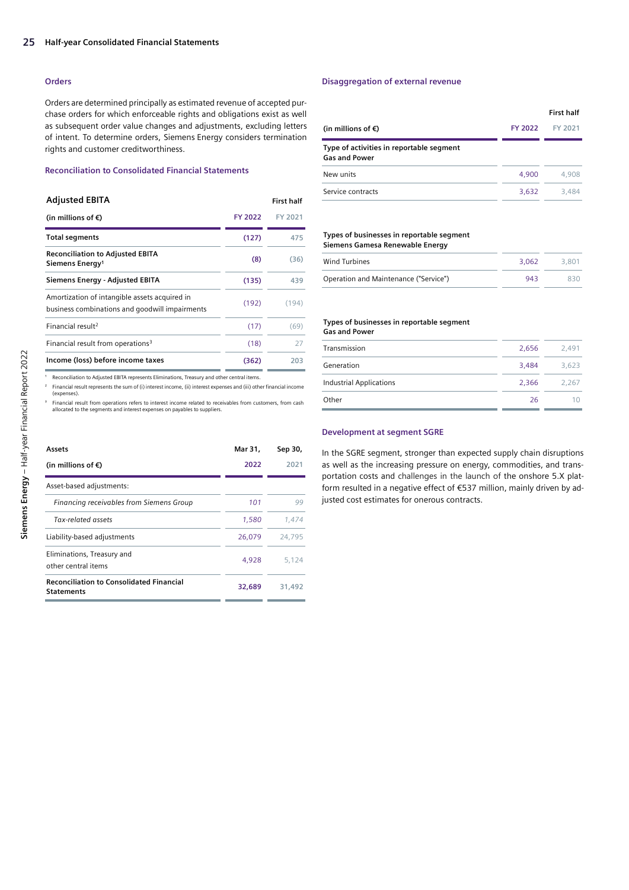### Orders

Orders are determined principally as estimated revenue of accepted purchase orders for which enforceable rights and obligations exist as well as subsequent order value changes and adjustments, excluding letters of intent. To determine orders, Siemens Energy considers termination rights and customer creditworthiness.

### Reconciliation to Consolidated Financial Statements

| Adjusted EBITA | First half | |
|---|---|---|
| (in millions of €) | FY 2022 | FY 2021 |
| **Total segments** | **(127)** | 475 |
| **Reconciliation to Adjusted EBITA Siemens Energy**[1] | **(8)** | (36) |
| **Siemens Energy - Adjusted EBITA** | **(135)** | 439 |
| Amortization of intangible assets acquired in business combinations and goodwill impairments | (192) | (194) |
| Financial result[2] | (17) | (69) |
| Financial result from operations[3] | (18) | 27 |
| **Income (loss) before income taxes** | **(362)** | 203 |

[1] Reconciliation to Adjusted EBITA represents Eliminations, Treasury and other central items.
[2] Financial result represents the sum of (i) interest income, (ii) interest expenses and (iii) other financial income (expenses).
[3] Financial result from operations refers to interest income related to receivables from customers, from cash allocated to the segments and interest expenses on payables to suppliers.

| Assets (in millions of €) | Mar 31, 2022 | Sep 30, 2021 |
|---|---|---|
| Asset-based adjustments: | | |
| *Financing receivables from Siemens Group* | *101* | *99* |
| *Tax-related assets* | *1,580* | *1,474* |
| Liability-based adjustments | 26,079 | 24,795 |
| Eliminations, Treasury and other central items | 4,928 | 5,124 |
| **Reconciliation to Consolidated Financial Statements** | **32,689** | **31,492** |

### Disaggregation of external revenue

| | First half | |
|---|---|---|
| (in millions of €) | FY 2022 | FY 2021 |
| **Type of activities in reportable segment Gas and Power** | | |
| New units | 4,900 | 4,908 |
| Service contracts | 3,632 | 3,484 |
| **Types of businesses in reportable segment Siemens Gamesa Renewable Energy** | | |
| Wind Turbines | 3,062 | 3,801 |
| Operation and Maintenance ("Service") | 943 | 830 |
| **Types of businesses in reportable segment Gas and Power** | | |
| Transmission | 2,656 | 2,491 |
| Generation | 3,484 | 3,623 |
| Industrial Applications | 2,366 | 2,267 |
| Other | 26 | 10 |

### Development at segment SGRE

In the SGRE segment, stronger than expected supply chain disruptions as well as the increasing pressure on energy, commodities, and transportation costs and challenges in the launch of the onshore 5.X platform resulted in a negative effect of €537 million, mainly driven by adjusted cost estimates for onerous contracts.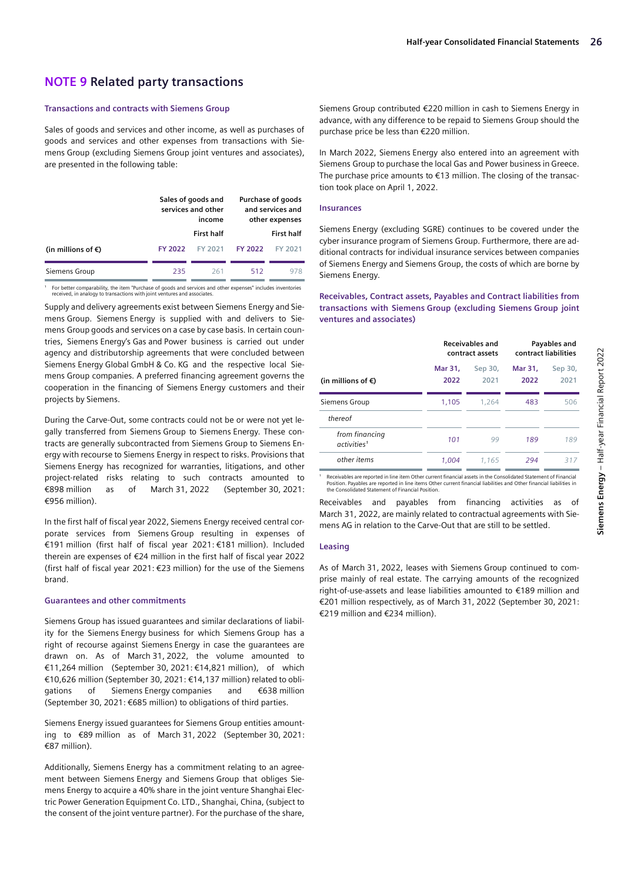## NOTE 9 Related party transactions

### Transactions and contracts with Siemens Group

Sales of goods and services and other income, as well as purchases of goods and services and other expenses from transactions with Siemens Group (excluding Siemens Group joint ventures and associates), are presented in the following table:

| | Sales of goods and services and other income | | Purchase of goods and services and other expenses | |
|---|---|---|---|---|
| | First half | | First half | |
| (in millions of €) | FY 2022 | FY 2021 | FY 2022 | FY 2021 |
| Siemens Group | 235 | 261 | 512 | 978 |

[1] For better comparability, the item "Purchase of goods and services and other expenses" includes inventories received, in analogy to transactions with joint ventures and associates.

Supply and delivery agreements exist between Siemens Energy and Siemens Group. Siemens Energy is supplied with and delivers to Siemens Group goods and services on a case by case basis. In certain countries, Siemens Energy's Gas and Power business is carried out under agency and distributorship agreements that were concluded between Siemens Energy Global GmbH & Co. KG and the respective local Siemens Group companies. A preferred financing agreement governs the cooperation in the financing of Siemens Energy customers and their projects by Siemens.

During the Carve-Out, some contracts could not be or were not yet legally transferred from Siemens Group to Siemens Energy. These contracts are generally subcontracted from Siemens Group to Siemens Energy with recourse to Siemens Energy in respect to risks. Provisions that Siemens Energy has recognized for warranties, litigations, and other project-related risks relating to such contracts amounted to €898 million as of March 31, 2022 (September 30, 2021: €956 million).

In the first half of fiscal year 2022, Siemens Energy received central corporate services from Siemens Group resulting in expenses of €191 million (first half of fiscal year 2021: €181 million). Included therein are expenses of €24 million in the first half of fiscal year 2022 (first half of fiscal year 2021: €23 million) for the use of the Siemens brand.

### Guarantees and other commitments

Siemens Group has issued guarantees and similar declarations of liability for the Siemens Energy business for which Siemens Group has a right of recourse against Siemens Energy in case the guarantees are drawn on. As of March 31, 2022, the volume amounted to €11,264 million (September 30, 2021: €14,821 million), of which €10,626 million (September 30, 2021: €14,137 million) related to obligations of Siemens Energy companies and €638 million (September 30, 2021: €685 million) to obligations of third parties.

Siemens Energy issued guarantees for Siemens Group entities amounting to €89 million as of March 31, 2022 (September 30, 2021: €87 million).

Additionally, Siemens Energy has a commitment relating to an agreement between Siemens Energy and Siemens Group that obliges Siemens Energy to acquire a 40% share in the joint venture Shanghai Electric Power Generation Equipment Co. LTD., Shanghai, China, (subject to the consent of the joint venture partner). For the purchase of the share, Siemens Group contributed €220 million in cash to Siemens Energy in advance, with any difference to be repaid to Siemens Group should the purchase price be less than €220 million.

In March 2022, Siemens Energy also entered into an agreement with Siemens Group to purchase the local Gas and Power business in Greece. The purchase price amounts to €13 million. The closing of the transaction took place on April 1, 2022.

### Insurances

Siemens Energy (excluding SGRE) continues to be covered under the cyber insurance program of Siemens Group. Furthermore, there are additional contracts for individual insurance services between companies of Siemens Energy and Siemens Group, the costs of which are borne by Siemens Energy.

### Receivables, Contract assets, Payables and Contract liabilities from transactions with Siemens Group (excluding Siemens Group joint ventures and associates)

| | Receivables and contract assets | | Payables and contract liabilities | |
|---|---|---|---|---|
| (in millions of €) | Mar 31, 2022 | Sep 30, 2021 | Mar 31, 2022 | Sep 30, 2021 |
| Siemens Group | 1,105 | 1,264 | 483 | 506 |
| *thereof* | | | | |
| *from financing activities*[1] | *101* | *99* | *189* | *189* |
| *other items* | *1,004* | *1,165* | *294* | *317* |

[1] Receivables are reported in line item Other current financial assets in the Consolidated Statement of Financial Position. Payables are reported in line items Other current financial liabilities and Other financial liabilities in the Consolidated Statement of Financial Position.

Receivables and payables from financing activities as of March 31, 2022, are mainly related to contractual agreements with Siemens AG in relation to the Carve-Out that are still to be settled.

### Leasing

As of March 31, 2022, leases with Siemens Group continued to comprise mainly of real estate. The carrying amounts of the recognized right-of-use-assets and lease liabilities amounted to €189 million and €201 million respectively, as of March 31, 2022 (September 30, 2021: €219 million and €234 million).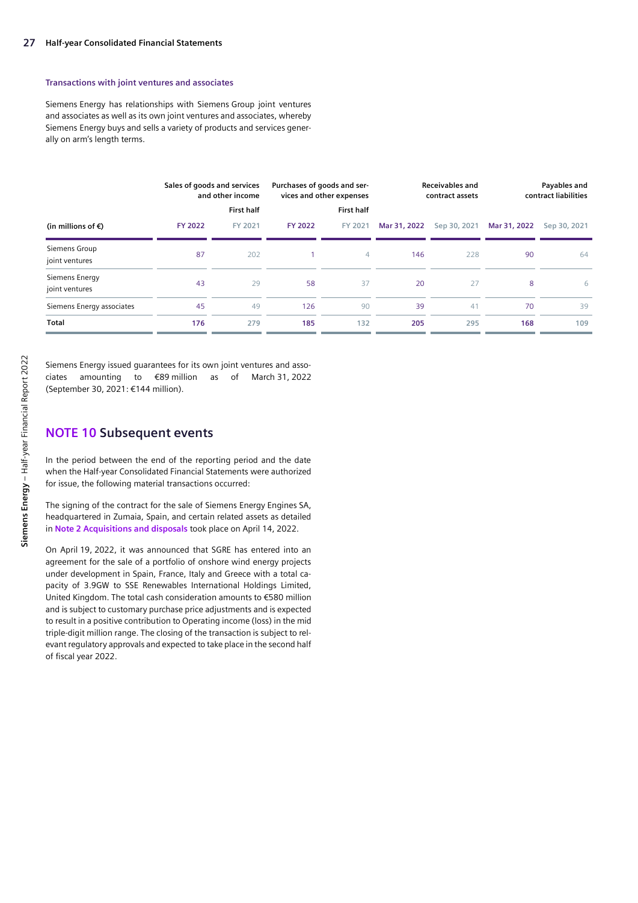### Transactions with joint ventures and associates

Siemens Energy has relationships with Siemens Group joint ventures and associates as well as its own joint ventures and associates, whereby Siemens Energy buys and sells a variety of products and services generally on arm's length terms.

| | Sales of goods and services and other income | | Purchases of goods and services and other expenses | | Receivables and contract assets | | Payables and contract liabilities | |
|---|---|---|---|---|---|---|---|---|
| | First half | | First half | | | | | |
| (in millions of €) | FY 2022 | FY 2021 | FY 2022 | FY 2021 | Mar 31, 2022 | Sep 30, 2021 | Mar 31, 2022 | Sep 30, 2021 |
| Siemens Group joint ventures | 87 | 202 | 1 | 4 | 146 | 228 | 90 | 64 |
| Siemens Energy joint ventures | 43 | 29 | 58 | 37 | 20 | 27 | 8 | 6 |
| Siemens Energy associates | 45 | 49 | 126 | 90 | 39 | 41 | 70 | 39 |
| **Total** | **176** | 279 | **185** | 132 | **205** | 295 | **168** | 109 |

Siemens Energy issued guarantees for its own joint ventures and associates amounting to €89 million as of March 31, 2022 (September 30, 2021: €144 million).

## NOTE 10 Subsequent events

In the period between the end of the reporting period and the date when the Half-year Consolidated Financial Statements were authorized for issue, the following material transactions occurred:

The signing of the contract for the sale of Siemens Energy Engines SA, headquartered in Zumaia, Spain, and certain related assets as detailed in **Note 2 Acquisitions and disposals** took place on April 14, 2022.

On April 19, 2022, it was announced that SGRE has entered into an agreement for the sale of a portfolio of onshore wind energy projects under development in Spain, France, Italy and Greece with a total capacity of 3.9GW to SSE Renewables International Holdings Limited, United Kingdom. The total cash consideration amounts to €580 million and is subject to customary purchase price adjustments and is expected to result in a positive contribution to Operating income (loss) in the mid triple-digit million range. The closing of the transaction is subject to relevant regulatory approvals and expected to take place in the second half of fiscal year 2022.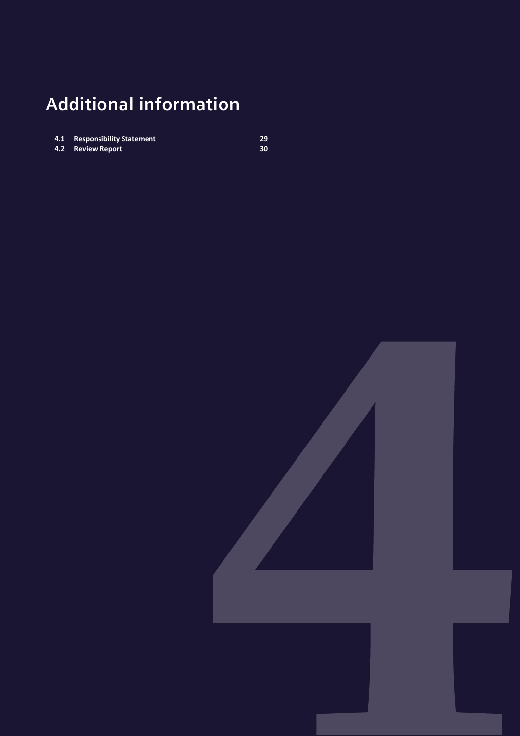# Additional information

| | | |
|---|---|---|
| **4.1** | **Responsibility Statement** | **29** |
| **4.2** | **Review Report** | **30** |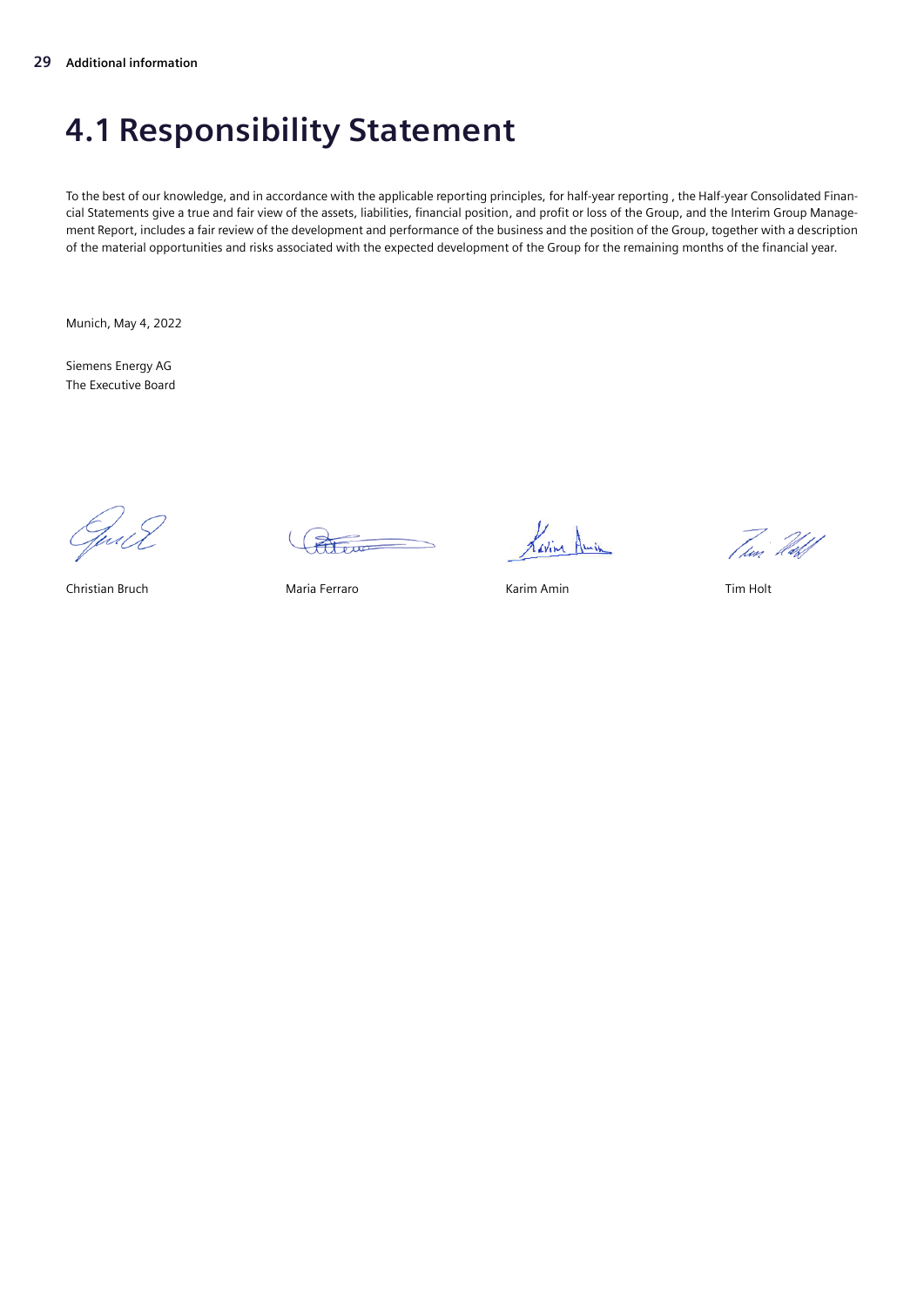# 4.1 Responsibility Statement

To the best of our knowledge, and in accordance with the applicable reporting principles, for half-year reporting , the Half-year Consolidated Financial Statements give a true and fair view of the assets, liabilities, financial position, and profit or loss of the Group, and the Interim Group Management Report, includes a fair review of the development and performance of the business and the position of the Group, together with a description of the material opportunities and risks associated with the expected development of the Group for the remaining months of the financial year.

Munich, May 4, 2022

Siemens Energy AG
The Executive Board

Christian Bruch    Maria Ferraro    Karim Amin    Tim Holt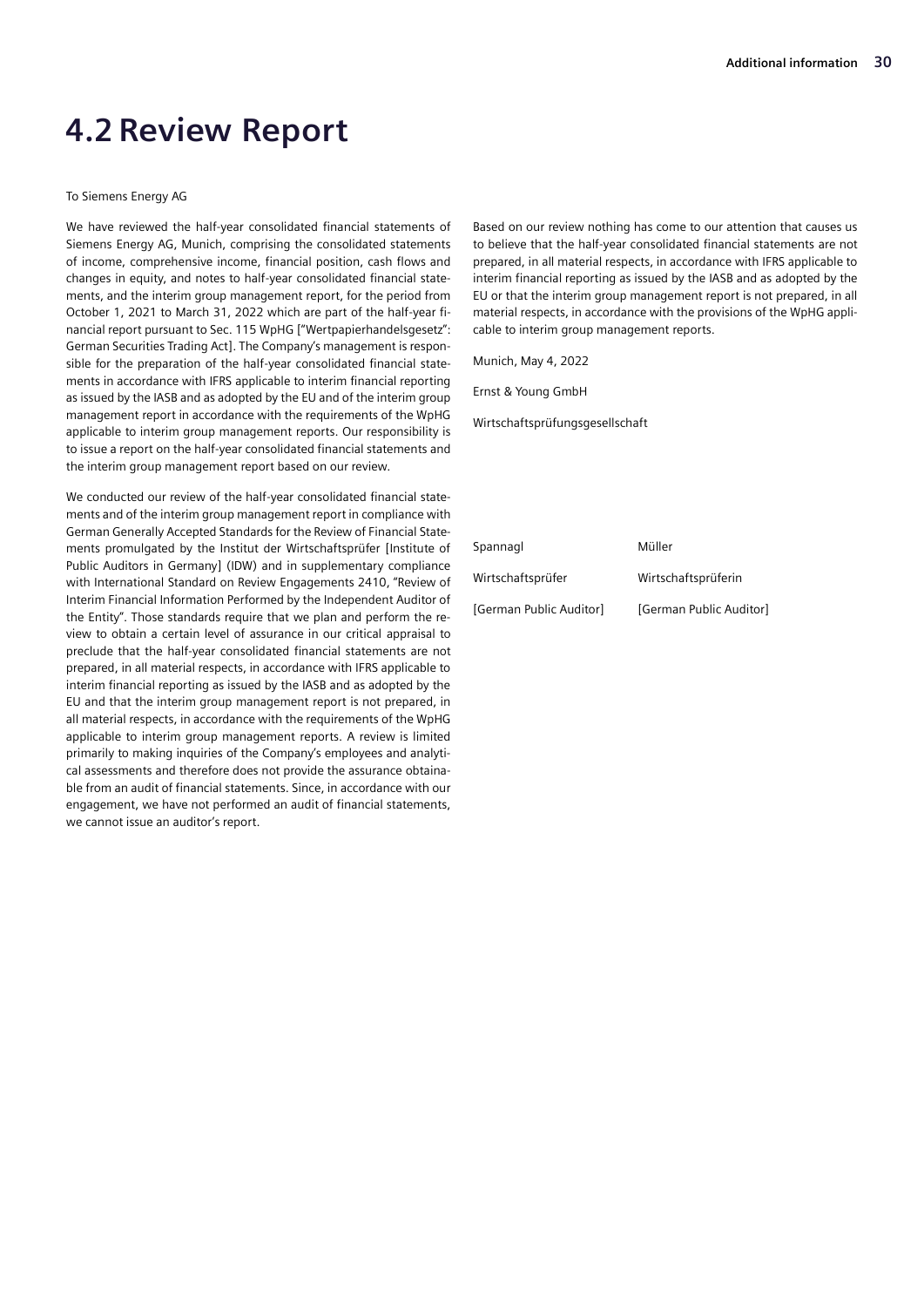# 4.2 Review Report

To Siemens Energy AG

We have reviewed the half-year consolidated financial statements of Siemens Energy AG, Munich, comprising the consolidated statements of income, comprehensive income, financial position, cash flows and changes in equity, and notes to half-year consolidated financial statements, and the interim group management report, for the period from October 1, 2021 to March 31, 2022 which are part of the half-year financial report pursuant to Sec. 115 WpHG ["Wertpapierhandelsgesetz": German Securities Trading Act]. The Company's management is responsible for the preparation of the half-year consolidated financial statements in accordance with IFRS applicable to interim financial reporting as issued by the IASB and as adopted by the EU and of the interim group management report in accordance with the requirements of the WpHG applicable to interim group management reports. Our responsibility is to issue a report on the half-year consolidated financial statements and the interim group management report based on our review.

We conducted our review of the half-year consolidated financial statements and of the interim group management report in compliance with German Generally Accepted Standards for the Review of Financial Statements promulgated by the Institut der Wirtschaftsprüfer [Institute of Public Auditors in Germany] (IDW) and in supplementary compliance with International Standard on Review Engagements 2410, "Review of Interim Financial Information Performed by the Independent Auditor of the Entity". Those standards require that we plan and perform the review to obtain a certain level of assurance in our critical appraisal to preclude that the half-year consolidated financial statements are not prepared, in all material respects, in accordance with IFRS applicable to interim financial reporting as issued by the IASB and as adopted by the EU and that the interim group management report is not prepared, in all material respects, in accordance with the requirements of the WpHG applicable to interim group management reports. A review is limited primarily to making inquiries of the Company's employees and analytical assessments and therefore does not provide the assurance obtainable from an audit of financial statements. Since, in accordance with our engagement, we have not performed an audit of financial statements, we cannot issue an auditor's report.

Based on our review nothing has come to our attention that causes us to believe that the half-year consolidated financial statements are not prepared, in all material respects, in accordance with IFRS applicable to interim financial reporting as issued by the IASB and as adopted by the EU or that the interim group management report is not prepared, in all material respects, in accordance with the provisions of the WpHG applicable to interim group management reports.

Munich, May 4, 2022

Ernst & Young GmbH

Wirtschaftsprüfungsgesellschaft

| | |
|---|---|
| Spannagl | Müller |
| Wirtschaftsprüfer | Wirtschaftsprüferin |
| [German Public Auditor] | [German Public Auditor] |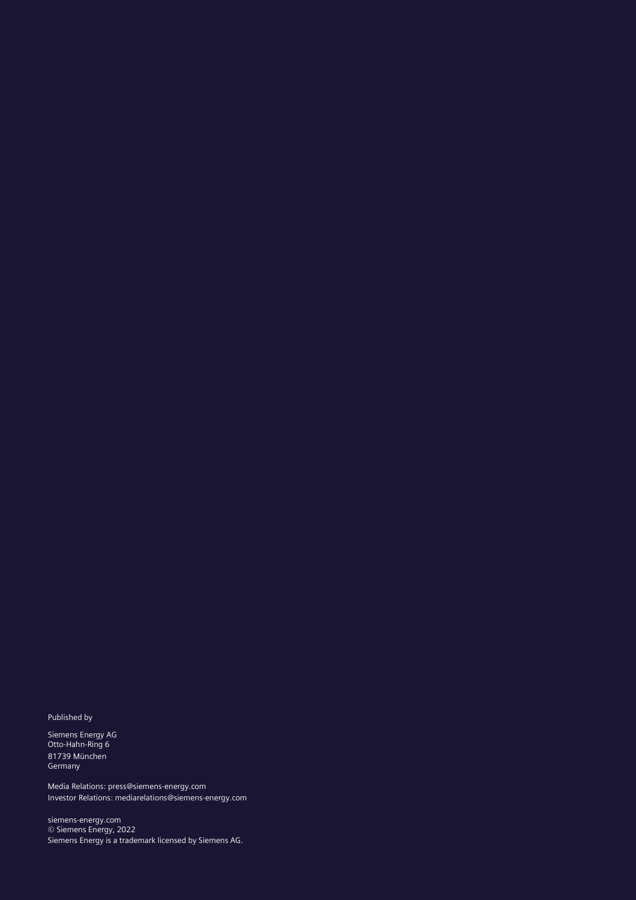Published by

Siemens Energy AG
Otto-Hahn-Ring 6
81739 München
Germany

Media Relations: press@siemens-energy.com
Investor Relations: mediarelations@siemens-energy.com

siemens-energy.com
© Siemens Energy, 2022
Siemens Energy is a trademark licensed by Siemens AG.